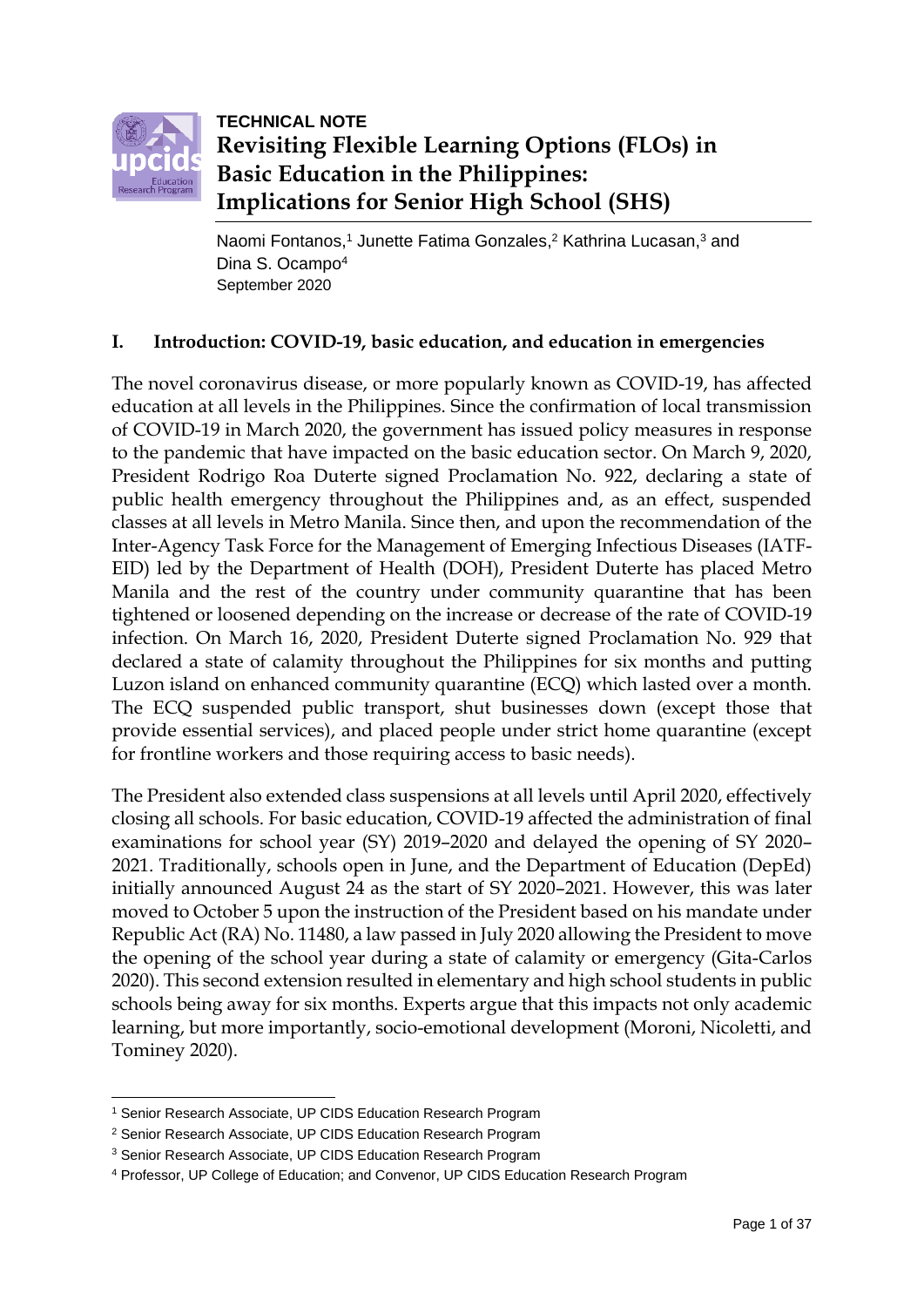**TECHNICAL NOTE**

# Revisiting Flexible Learning Options (FLOs) in Basic Education in the Philippines: Implications for Senior High School (SHS)

Naomi Fontanos,[1] Junette Fatima Gonzales,[2] Kathrina Lucasan,[3] and Dina S. Ocampo[4]

September 2020

## I. Introduction: COVID-19, basic education, and education in emergencies

The novel coronavirus disease, or more popularly known as COVID-19, has affected education at all levels in the Philippines. Since the confirmation of local transmission of COVID-19 in March 2020, the government has issued policy measures in response to the pandemic that have impacted on the basic education sector. On March 9, 2020, President Rodrigo Roa Duterte signed Proclamation No. 922, declaring a state of public health emergency throughout the Philippines and, as an effect, suspended classes at all levels in Metro Manila. Since then, and upon the recommendation of the Inter-Agency Task Force for the Management of Emerging Infectious Diseases (IATF-EID) led by the Department of Health (DOH), President Duterte has placed Metro Manila and the rest of the country under community quarantine that has been tightened or loosened depending on the increase or decrease of the rate of COVID-19 infection. On March 16, 2020, President Duterte signed Proclamation No. 929 that declared a state of calamity throughout the Philippines for six months and putting Luzon island on enhanced community quarantine (ECQ) which lasted over a month. The ECQ suspended public transport, shut businesses down (except those that provide essential services), and placed people under strict home quarantine (except for frontline workers and those requiring access to basic needs).

The President also extended class suspensions at all levels until April 2020, effectively closing all schools. For basic education, COVID-19 affected the administration of final examinations for school year (SY) 2019–2020 and delayed the opening of SY 2020–2021. Traditionally, schools open in June, and the Department of Education (DepEd) initially announced August 24 as the start of SY 2020–2021. However, this was later moved to October 5 upon the instruction of the President based on his mandate under Republic Act (RA) No. 11480, a law passed in July 2020 allowing the President to move the opening of the school year during a state of calamity or emergency (Gita-Carlos 2020). This second extension resulted in elementary and high school students in public schools being away for six months. Experts argue that this impacts not only academic learning, but more importantly, socio-emotional development (Moroni, Nicoletti, and Tominey 2020).

---

[1] Senior Research Associate, UP CIDS Education Research Program

[2] Senior Research Associate, UP CIDS Education Research Program

[3] Senior Research Associate, UP CIDS Education Research Program

[4] Professor, UP College of Education; and Convenor, UP CIDS Education Research Program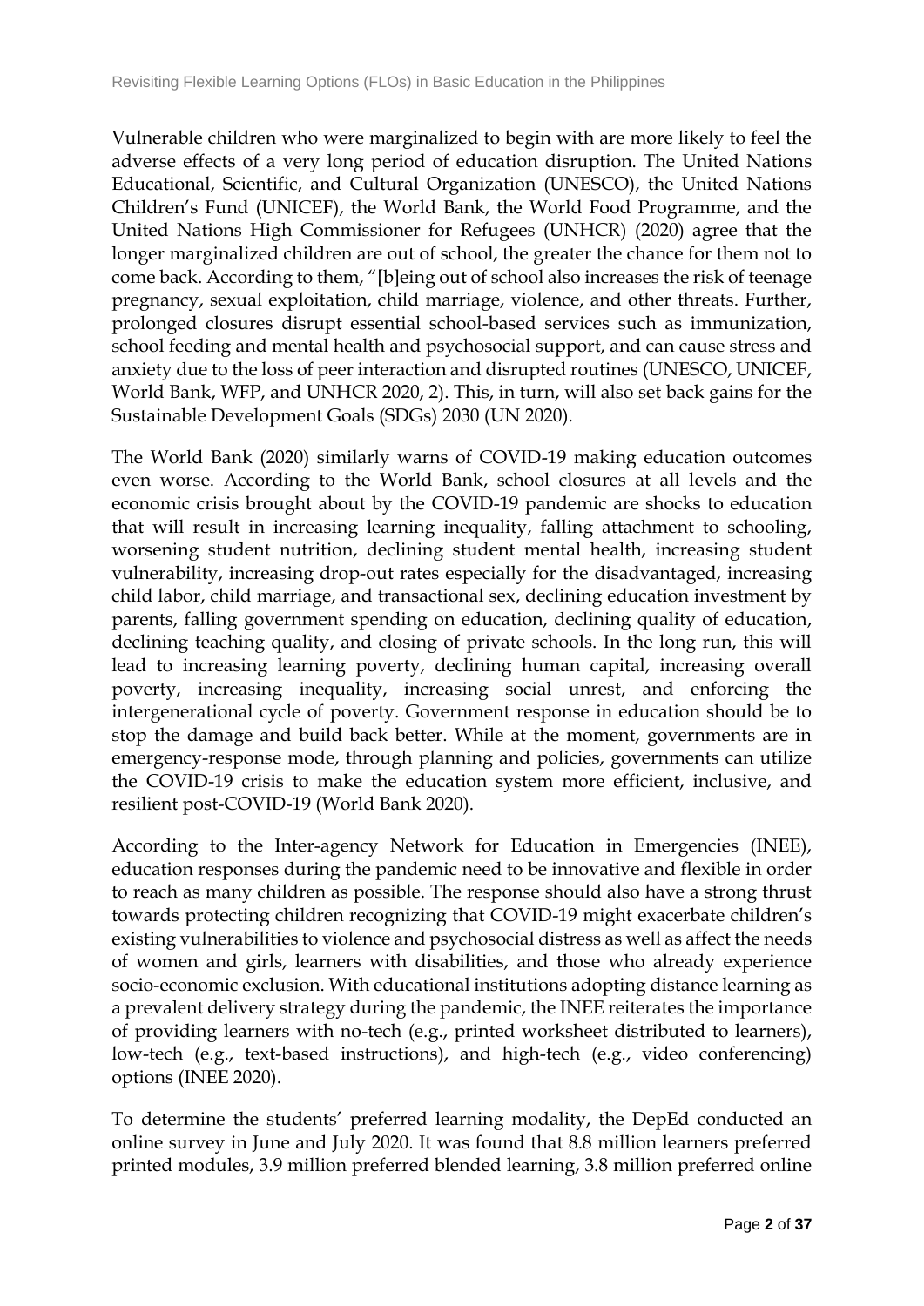Vulnerable children who were marginalized to begin with are more likely to feel the adverse effects of a very long period of education disruption. The United Nations Educational, Scientific, and Cultural Organization (UNESCO), the United Nations Children's Fund (UNICEF), the World Bank, the World Food Programme, and the United Nations High Commissioner for Refugees (UNHCR) (2020) agree that the longer marginalized children are out of school, the greater the chance for them not to come back. According to them, "[b]eing out of school also increases the risk of teenage pregnancy, sexual exploitation, child marriage, violence, and other threats. Further, prolonged closures disrupt essential school-based services such as immunization, school feeding and mental health and psychosocial support, and can cause stress and anxiety due to the loss of peer interaction and disrupted routines (UNESCO, UNICEF, World Bank, WFP, and UNHCR 2020, 2). This, in turn, will also set back gains for the Sustainable Development Goals (SDGs) 2030 (UN 2020).

The World Bank (2020) similarly warns of COVID-19 making education outcomes even worse. According to the World Bank, school closures at all levels and the economic crisis brought about by the COVID-19 pandemic are shocks to education that will result in increasing learning inequality, falling attachment to schooling, worsening student nutrition, declining student mental health, increasing student vulnerability, increasing drop-out rates especially for the disadvantaged, increasing child labor, child marriage, and transactional sex, declining education investment by parents, falling government spending on education, declining quality of education, declining teaching quality, and closing of private schools. In the long run, this will lead to increasing learning poverty, declining human capital, increasing overall poverty, increasing inequality, increasing social unrest, and enforcing the intergenerational cycle of poverty. Government response in education should be to stop the damage and build back better. While at the moment, governments are in emergency-response mode, through planning and policies, governments can utilize the COVID-19 crisis to make the education system more efficient, inclusive, and resilient post-COVID-19 (World Bank 2020).

According to the Inter-agency Network for Education in Emergencies (INEE), education responses during the pandemic need to be innovative and flexible in order to reach as many children as possible. The response should also have a strong thrust towards protecting children recognizing that COVID-19 might exacerbate children's existing vulnerabilities to violence and psychosocial distress as well as affect the needs of women and girls, learners with disabilities, and those who already experience socio-economic exclusion. With educational institutions adopting distance learning as a prevalent delivery strategy during the pandemic, the INEE reiterates the importance of providing learners with no-tech (e.g., printed worksheet distributed to learners), low-tech (e.g., text-based instructions), and high-tech (e.g., video conferencing) options (INEE 2020).

To determine the students' preferred learning modality, the DepEd conducted an online survey in June and July 2020. It was found that 8.8 million learners preferred printed modules, 3.9 million preferred blended learning, 3.8 million preferred online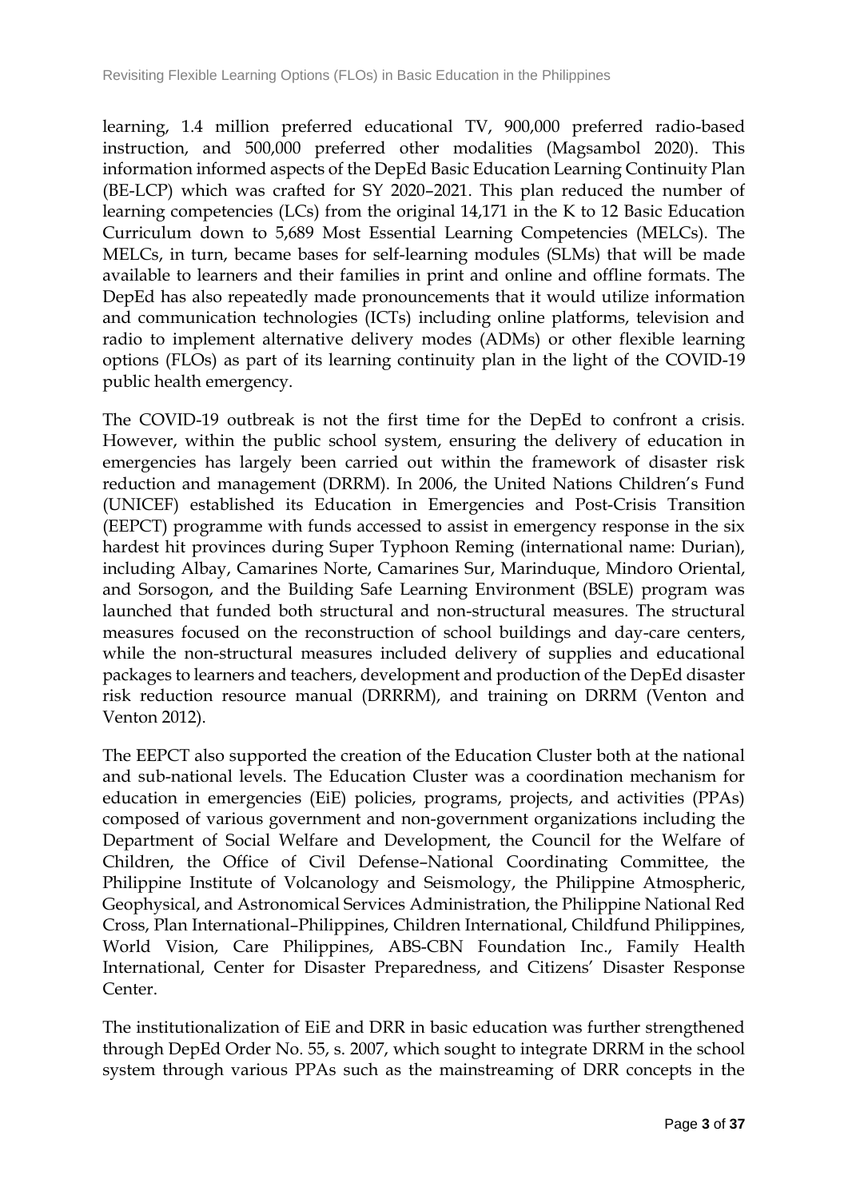learning, 1.4 million preferred educational TV, 900,000 preferred radio-based instruction, and 500,000 preferred other modalities (Magsambol 2020). This information informed aspects of the DepEd Basic Education Learning Continuity Plan (BE-LCP) which was crafted for SY 2020–2021. This plan reduced the number of learning competencies (LCs) from the original 14,171 in the K to 12 Basic Education Curriculum down to 5,689 Most Essential Learning Competencies (MELCs). The MELCs, in turn, became bases for self-learning modules (SLMs) that will be made available to learners and their families in print and online and offline formats. The DepEd has also repeatedly made pronouncements that it would utilize information and communication technologies (ICTs) including online platforms, television and radio to implement alternative delivery modes (ADMs) or other flexible learning options (FLOs) as part of its learning continuity plan in the light of the COVID-19 public health emergency.

The COVID-19 outbreak is not the first time for the DepEd to confront a crisis. However, within the public school system, ensuring the delivery of education in emergencies has largely been carried out within the framework of disaster risk reduction and management (DRRM). In 2006, the United Nations Children's Fund (UNICEF) established its Education in Emergencies and Post-Crisis Transition (EEPCT) programme with funds accessed to assist in emergency response in the six hardest hit provinces during Super Typhoon Reming (international name: Durian), including Albay, Camarines Norte, Camarines Sur, Marinduque, Mindoro Oriental, and Sorsogon, and the Building Safe Learning Environment (BSLE) program was launched that funded both structural and non-structural measures. The structural measures focused on the reconstruction of school buildings and day-care centers, while the non-structural measures included delivery of supplies and educational packages to learners and teachers, development and production of the DepEd disaster risk reduction resource manual (DRRRM), and training on DRRM (Venton and Venton 2012).

The EEPCT also supported the creation of the Education Cluster both at the national and sub-national levels. The Education Cluster was a coordination mechanism for education in emergencies (EiE) policies, programs, projects, and activities (PPAs) composed of various government and non-government organizations including the Department of Social Welfare and Development, the Council for the Welfare of Children, the Office of Civil Defense–National Coordinating Committee, the Philippine Institute of Volcanology and Seismology, the Philippine Atmospheric, Geophysical, and Astronomical Services Administration, the Philippine National Red Cross, Plan International–Philippines, Children International, Childfund Philippines, World Vision, Care Philippines, ABS-CBN Foundation Inc., Family Health International, Center for Disaster Preparedness, and Citizens' Disaster Response Center.

The institutionalization of EiE and DRR in basic education was further strengthened through DepEd Order No. 55, s. 2007, which sought to integrate DRRM in the school system through various PPAs such as the mainstreaming of DRR concepts in the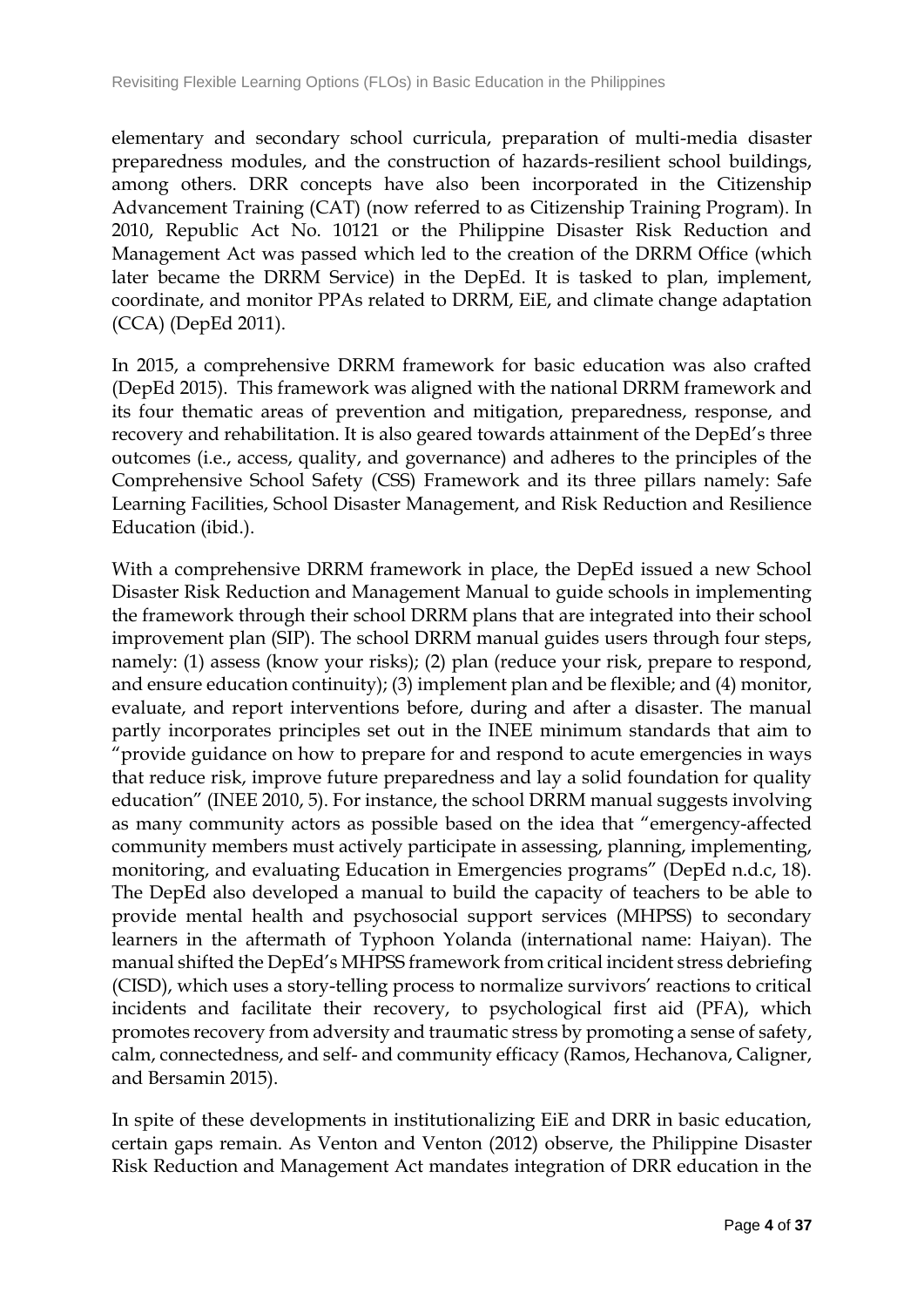elementary and secondary school curricula, preparation of multi-media disaster preparedness modules, and the construction of hazards-resilient school buildings, among others. DRR concepts have also been incorporated in the Citizenship Advancement Training (CAT) (now referred to as Citizenship Training Program). In 2010, Republic Act No. 10121 or the Philippine Disaster Risk Reduction and Management Act was passed which led to the creation of the DRRM Office (which later became the DRRM Service) in the DepEd. It is tasked to plan, implement, coordinate, and monitor PPAs related to DRRM, EiE, and climate change adaptation (CCA) (DepEd 2011).

In 2015, a comprehensive DRRM framework for basic education was also crafted (DepEd 2015). This framework was aligned with the national DRRM framework and its four thematic areas of prevention and mitigation, preparedness, response, and recovery and rehabilitation. It is also geared towards attainment of the DepEd's three outcomes (i.e., access, quality, and governance) and adheres to the principles of the Comprehensive School Safety (CSS) Framework and its three pillars namely: Safe Learning Facilities, School Disaster Management, and Risk Reduction and Resilience Education (ibid.).

With a comprehensive DRRM framework in place, the DepEd issued a new School Disaster Risk Reduction and Management Manual to guide schools in implementing the framework through their school DRRM plans that are integrated into their school improvement plan (SIP). The school DRRM manual guides users through four steps, namely: (1) assess (know your risks); (2) plan (reduce your risk, prepare to respond, and ensure education continuity); (3) implement plan and be flexible; and (4) monitor, evaluate, and report interventions before, during and after a disaster. The manual partly incorporates principles set out in the INEE minimum standards that aim to "provide guidance on how to prepare for and respond to acute emergencies in ways that reduce risk, improve future preparedness and lay a solid foundation for quality education" (INEE 2010, 5). For instance, the school DRRM manual suggests involving as many community actors as possible based on the idea that "emergency-affected community members must actively participate in assessing, planning, implementing, monitoring, and evaluating Education in Emergencies programs" (DepEd n.d.c, 18). The DepEd also developed a manual to build the capacity of teachers to be able to provide mental health and psychosocial support services (MHPSS) to secondary learners in the aftermath of Typhoon Yolanda (international name: Haiyan). The manual shifted the DepEd's MHPSS framework from critical incident stress debriefing (CISD), which uses a story-telling process to normalize survivors' reactions to critical incidents and facilitate their recovery, to psychological first aid (PFA), which promotes recovery from adversity and traumatic stress by promoting a sense of safety, calm, connectedness, and self- and community efficacy (Ramos, Hechanova, Caligner, and Bersamin 2015).

In spite of these developments in institutionalizing EiE and DRR in basic education, certain gaps remain. As Venton and Venton (2012) observe, the Philippine Disaster Risk Reduction and Management Act mandates integration of DRR education in the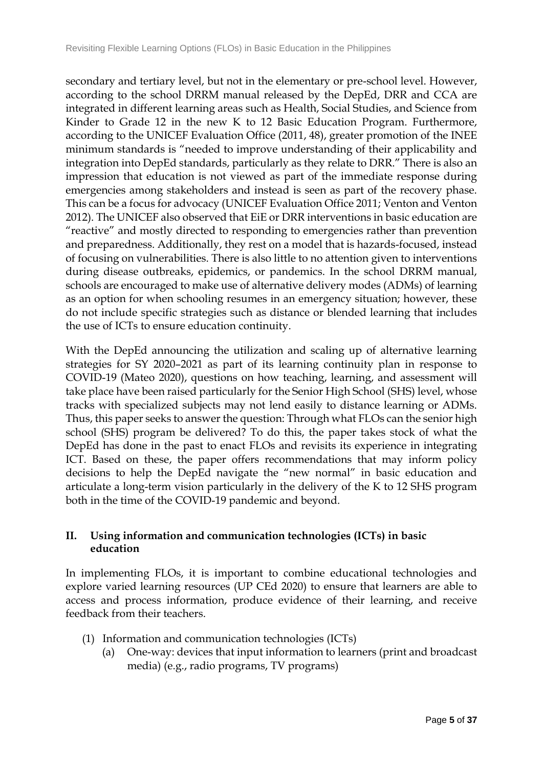secondary and tertiary level, but not in the elementary or pre-school level. However, according to the school DRRM manual released by the DepEd, DRR and CCA are integrated in different learning areas such as Health, Social Studies, and Science from Kinder to Grade 12 in the new K to 12 Basic Education Program. Furthermore, according to the UNICEF Evaluation Office (2011, 48), greater promotion of the INEE minimum standards is "needed to improve understanding of their applicability and integration into DepEd standards, particularly as they relate to DRR." There is also an impression that education is not viewed as part of the immediate response during emergencies among stakeholders and instead is seen as part of the recovery phase. This can be a focus for advocacy (UNICEF Evaluation Office 2011; Venton and Venton 2012). The UNICEF also observed that EiE or DRR interventions in basic education are "reactive" and mostly directed to responding to emergencies rather than prevention and preparedness. Additionally, they rest on a model that is hazards-focused, instead of focusing on vulnerabilities. There is also little to no attention given to interventions during disease outbreaks, epidemics, or pandemics. In the school DRRM manual, schools are encouraged to make use of alternative delivery modes (ADMs) of learning as an option for when schooling resumes in an emergency situation; however, these do not include specific strategies such as distance or blended learning that includes the use of ICTs to ensure education continuity.

With the DepEd announcing the utilization and scaling up of alternative learning strategies for SY 2020–2021 as part of its learning continuity plan in response to COVID-19 (Mateo 2020), questions on how teaching, learning, and assessment will take place have been raised particularly for the Senior High School (SHS) level, whose tracks with specialized subjects may not lend easily to distance learning or ADMs. Thus, this paper seeks to answer the question: Through what FLOs can the senior high school (SHS) program be delivered? To do this, the paper takes stock of what the DepEd has done in the past to enact FLOs and revisits its experience in integrating ICT. Based on these, the paper offers recommendations that may inform policy decisions to help the DepEd navigate the "new normal" in basic education and articulate a long-term vision particularly in the delivery of the K to 12 SHS program both in the time of the COVID-19 pandemic and beyond.

## II. Using information and communication technologies (ICTs) in basic education

In implementing FLOs, it is important to combine educational technologies and explore varied learning resources (UP CEd 2020) to ensure that learners are able to access and process information, produce evidence of their learning, and receive feedback from their teachers.

(1) Information and communication technologies (ICTs)
   (a) One-way: devices that input information to learners (print and broadcast media) (e.g., radio programs, TV programs)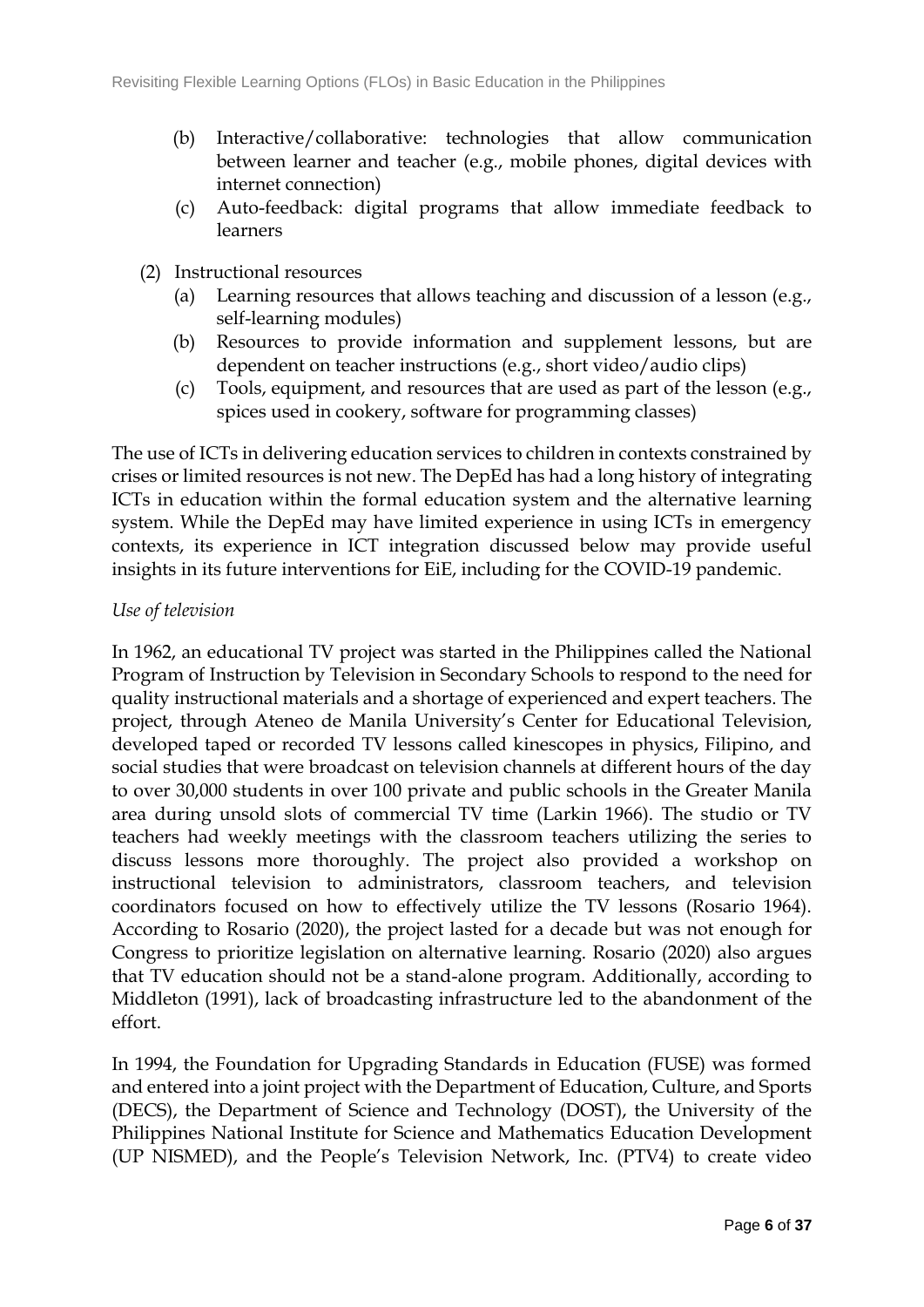(b) Interactive/collaborative: technologies that allow communication between learner and teacher (e.g., mobile phones, digital devices with internet connection)

(c) Auto-feedback: digital programs that allow immediate feedback to learners

(2) Instructional resources

(a) Learning resources that allows teaching and discussion of a lesson (e.g., self-learning modules)

(b) Resources to provide information and supplement lessons, but are dependent on teacher instructions (e.g., short video/audio clips)

(c) Tools, equipment, and resources that are used as part of the lesson (e.g., spices used in cookery, software for programming classes)

The use of ICTs in delivering education services to children in contexts constrained by crises or limited resources is not new. The DepEd has had a long history of integrating ICTs in education within the formal education system and the alternative learning system. While the DepEd may have limited experience in using ICTs in emergency contexts, its experience in ICT integration discussed below may provide useful insights in its future interventions for EiE, including for the COVID-19 pandemic.

*Use of television*

In 1962, an educational TV project was started in the Philippines called the National Program of Instruction by Television in Secondary Schools to respond to the need for quality instructional materials and a shortage of experienced and expert teachers. The project, through Ateneo de Manila University's Center for Educational Television, developed taped or recorded TV lessons called kinescopes in physics, Filipino, and social studies that were broadcast on television channels at different hours of the day to over 30,000 students in over 100 private and public schools in the Greater Manila area during unsold slots of commercial TV time (Larkin 1966). The studio or TV teachers had weekly meetings with the classroom teachers utilizing the series to discuss lessons more thoroughly. The project also provided a workshop on instructional television to administrators, classroom teachers, and television coordinators focused on how to effectively utilize the TV lessons (Rosario 1964). According to Rosario (2020), the project lasted for a decade but was not enough for Congress to prioritize legislation on alternative learning. Rosario (2020) also argues that TV education should not be a stand-alone program. Additionally, according to Middleton (1991), lack of broadcasting infrastructure led to the abandonment of the effort.

In 1994, the Foundation for Upgrading Standards in Education (FUSE) was formed and entered into a joint project with the Department of Education, Culture, and Sports (DECS), the Department of Science and Technology (DOST), the University of the Philippines National Institute for Science and Mathematics Education Development (UP NISMED), and the People's Television Network, Inc. (PTV4) to create video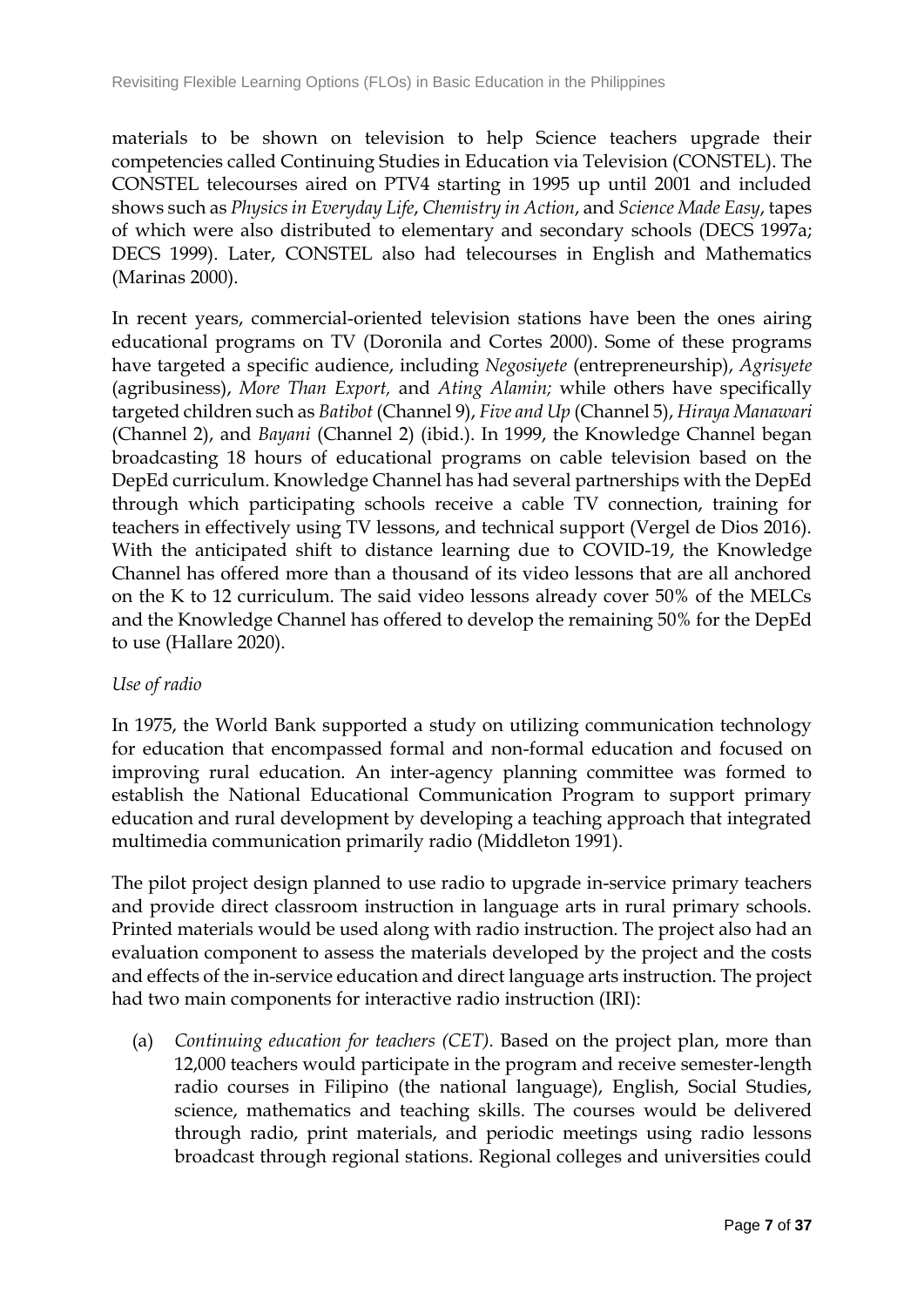materials to be shown on television to help Science teachers upgrade their competencies called Continuing Studies in Education via Television (CONSTEL). The CONSTEL telecourses aired on PTV4 starting in 1995 up until 2001 and included shows such as *Physics in Everyday Life*, *Chemistry in Action*, and *Science Made Easy*, tapes of which were also distributed to elementary and secondary schools (DECS 1997a; DECS 1999). Later, CONSTEL also had telecourses in English and Mathematics (Marinas 2000).

In recent years, commercial-oriented television stations have been the ones airing educational programs on TV (Doronila and Cortes 2000). Some of these programs have targeted a specific audience, including *Negosiyete* (entrepreneurship), *Agrisyete* (agribusiness), *More Than Export,* and *Ating Alamin;* while others have specifically targeted children such as *Batibot* (Channel 9), *Five and Up* (Channel 5), *Hiraya Manawari* (Channel 2), and *Bayani* (Channel 2) (ibid.). In 1999, the Knowledge Channel began broadcasting 18 hours of educational programs on cable television based on the DepEd curriculum. Knowledge Channel has had several partnerships with the DepEd through which participating schools receive a cable TV connection, training for teachers in effectively using TV lessons, and technical support (Vergel de Dios 2016). With the anticipated shift to distance learning due to COVID-19, the Knowledge Channel has offered more than a thousand of its video lessons that are all anchored on the K to 12 curriculum. The said video lessons already cover 50% of the MELCs and the Knowledge Channel has offered to develop the remaining 50% for the DepEd to use (Hallare 2020).

*Use of radio*

In 1975, the World Bank supported a study on utilizing communication technology for education that encompassed formal and non-formal education and focused on improving rural education. An inter-agency planning committee was formed to establish the National Educational Communication Program to support primary education and rural development by developing a teaching approach that integrated multimedia communication primarily radio (Middleton 1991).

The pilot project design planned to use radio to upgrade in-service primary teachers and provide direct classroom instruction in language arts in rural primary schools. Printed materials would be used along with radio instruction. The project also had an evaluation component to assess the materials developed by the project and the costs and effects of the in-service education and direct language arts instruction. The project had two main components for interactive radio instruction (IRI):

(a) *Continuing education for teachers (CET).* Based on the project plan, more than 12,000 teachers would participate in the program and receive semester-length radio courses in Filipino (the national language), English, Social Studies, science, mathematics and teaching skills. The courses would be delivered through radio, print materials, and periodic meetings using radio lessons broadcast through regional stations. Regional colleges and universities could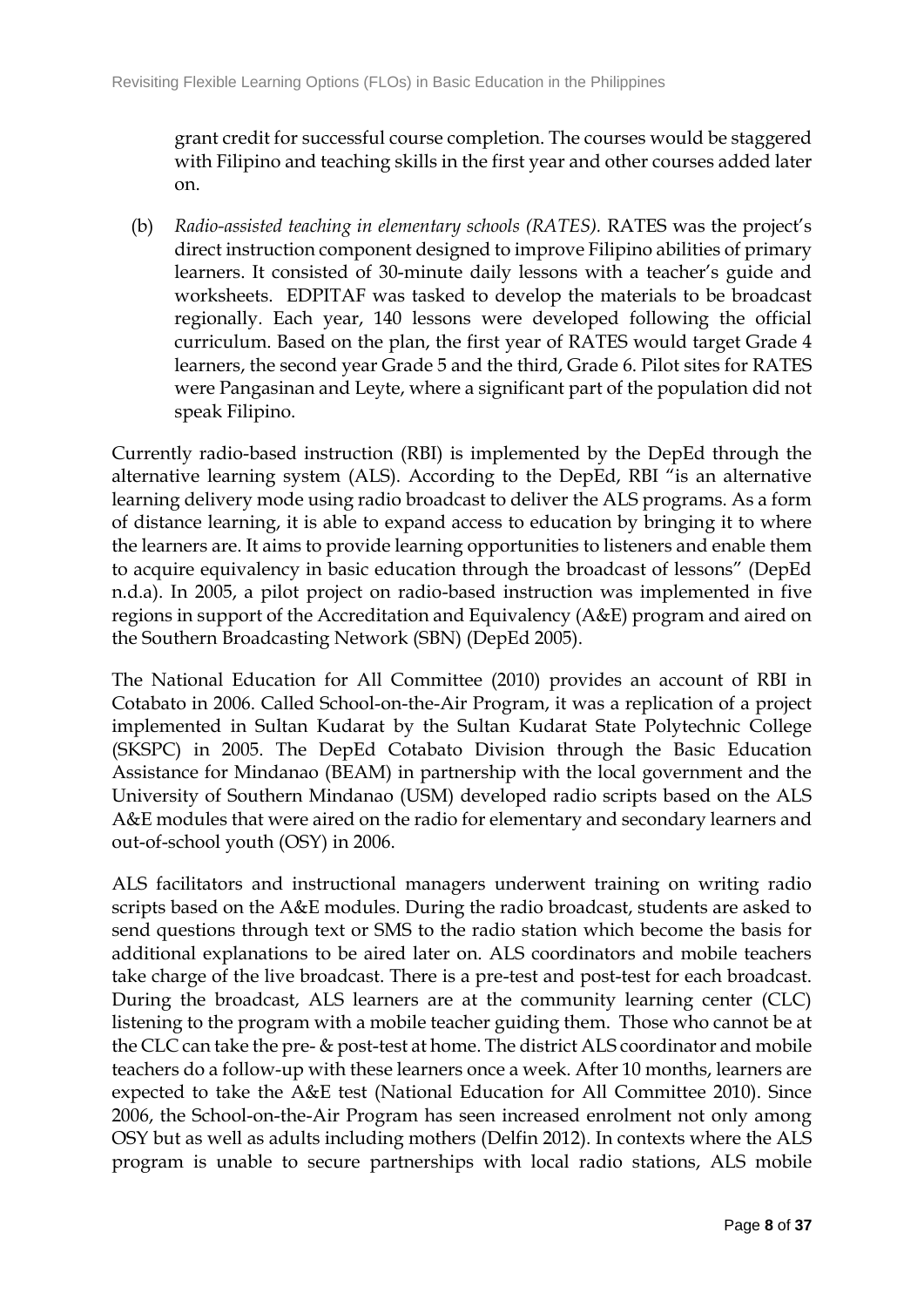grant credit for successful course completion. The courses would be staggered with Filipino and teaching skills in the first year and other courses added later on.

(b) *Radio-assisted teaching in elementary schools (RATES).* RATES was the project's direct instruction component designed to improve Filipino abilities of primary learners. It consisted of 30-minute daily lessons with a teacher's guide and worksheets. EDPITAF was tasked to develop the materials to be broadcast regionally. Each year, 140 lessons were developed following the official curriculum. Based on the plan, the first year of RATES would target Grade 4 learners, the second year Grade 5 and the third, Grade 6. Pilot sites for RATES were Pangasinan and Leyte, where a significant part of the population did not speak Filipino.

Currently radio-based instruction (RBI) is implemented by the DepEd through the alternative learning system (ALS). According to the DepEd, RBI "is an alternative learning delivery mode using radio broadcast to deliver the ALS programs. As a form of distance learning, it is able to expand access to education by bringing it to where the learners are. It aims to provide learning opportunities to listeners and enable them to acquire equivalency in basic education through the broadcast of lessons" (DepEd n.d.a). In 2005, a pilot project on radio-based instruction was implemented in five regions in support of the Accreditation and Equivalency (A&E) program and aired on the Southern Broadcasting Network (SBN) (DepEd 2005).

The National Education for All Committee (2010) provides an account of RBI in Cotabato in 2006. Called School-on-the-Air Program, it was a replication of a project implemented in Sultan Kudarat by the Sultan Kudarat State Polytechnic College (SKSPC) in 2005. The DepEd Cotabato Division through the Basic Education Assistance for Mindanao (BEAM) in partnership with the local government and the University of Southern Mindanao (USM) developed radio scripts based on the ALS A&E modules that were aired on the radio for elementary and secondary learners and out-of-school youth (OSY) in 2006.

ALS facilitators and instructional managers underwent training on writing radio scripts based on the A&E modules. During the radio broadcast, students are asked to send questions through text or SMS to the radio station which become the basis for additional explanations to be aired later on. ALS coordinators and mobile teachers take charge of the live broadcast. There is a pre-test and post-test for each broadcast. During the broadcast, ALS learners are at the community learning center (CLC) listening to the program with a mobile teacher guiding them. Those who cannot be at the CLC can take the pre- & post-test at home. The district ALS coordinator and mobile teachers do a follow-up with these learners once a week. After 10 months, learners are expected to take the A&E test (National Education for All Committee 2010). Since 2006, the School-on-the-Air Program has seen increased enrolment not only among OSY but as well as adults including mothers (Delfin 2012). In contexts where the ALS program is unable to secure partnerships with local radio stations, ALS mobile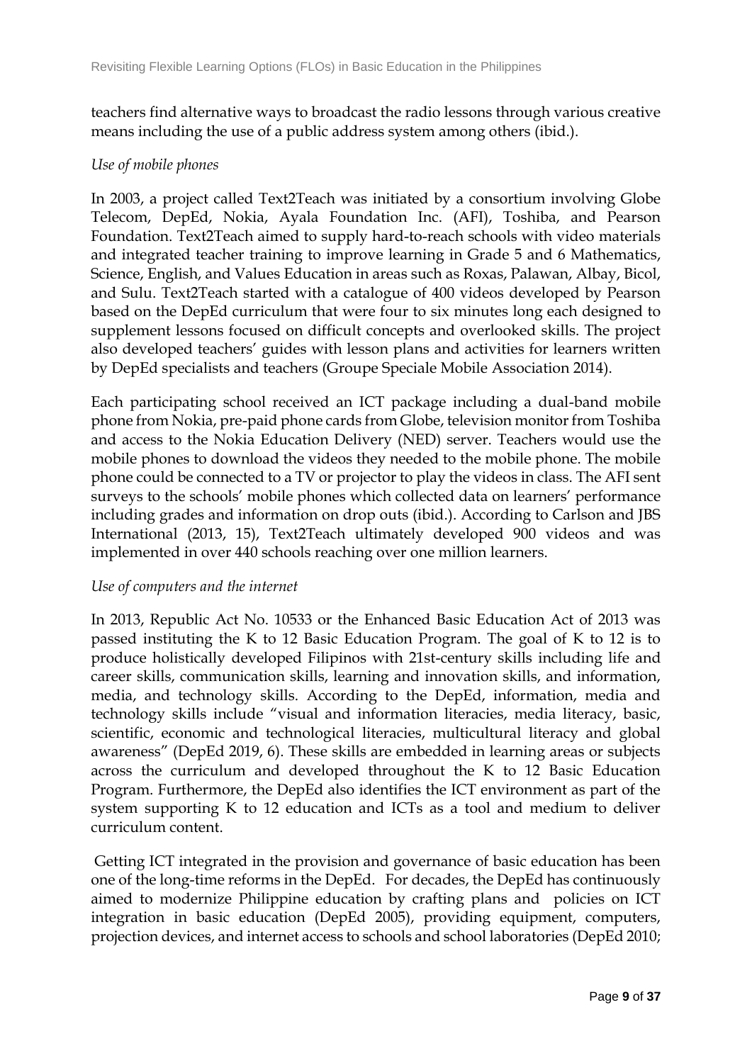teachers find alternative ways to broadcast the radio lessons through various creative means including the use of a public address system among others (ibid.).

*Use of mobile phones*

In 2003, a project called Text2Teach was initiated by a consortium involving Globe Telecom, DepEd, Nokia, Ayala Foundation Inc. (AFI), Toshiba, and Pearson Foundation. Text2Teach aimed to supply hard-to-reach schools with video materials and integrated teacher training to improve learning in Grade 5 and 6 Mathematics, Science, English, and Values Education in areas such as Roxas, Palawan, Albay, Bicol, and Sulu. Text2Teach started with a catalogue of 400 videos developed by Pearson based on the DepEd curriculum that were four to six minutes long each designed to supplement lessons focused on difficult concepts and overlooked skills. The project also developed teachers' guides with lesson plans and activities for learners written by DepEd specialists and teachers (Groupe Speciale Mobile Association 2014).

Each participating school received an ICT package including a dual-band mobile phone from Nokia, pre-paid phone cards from Globe, television monitor from Toshiba and access to the Nokia Education Delivery (NED) server. Teachers would use the mobile phones to download the videos they needed to the mobile phone. The mobile phone could be connected to a TV or projector to play the videos in class. The AFI sent surveys to the schools' mobile phones which collected data on learners' performance including grades and information on drop outs (ibid.). According to Carlson and JBS International (2013, 15), Text2Teach ultimately developed 900 videos and was implemented in over 440 schools reaching over one million learners.

*Use of computers and the internet*

In 2013, Republic Act No. 10533 or the Enhanced Basic Education Act of 2013 was passed instituting the K to 12 Basic Education Program. The goal of K to 12 is to produce holistically developed Filipinos with 21st-century skills including life and career skills, communication skills, learning and innovation skills, and information, media, and technology skills. According to the DepEd, information, media and technology skills include "visual and information literacies, media literacy, basic, scientific, economic and technological literacies, multicultural literacy and global awareness" (DepEd 2019, 6). These skills are embedded in learning areas or subjects across the curriculum and developed throughout the K to 12 Basic Education Program. Furthermore, the DepEd also identifies the ICT environment as part of the system supporting K to 12 education and ICTs as a tool and medium to deliver curriculum content.

Getting ICT integrated in the provision and governance of basic education has been one of the long-time reforms in the DepEd. For decades, the DepEd has continuously aimed to modernize Philippine education by crafting plans and policies on ICT integration in basic education (DepEd 2005), providing equipment, computers, projection devices, and internet access to schools and school laboratories (DepEd 2010;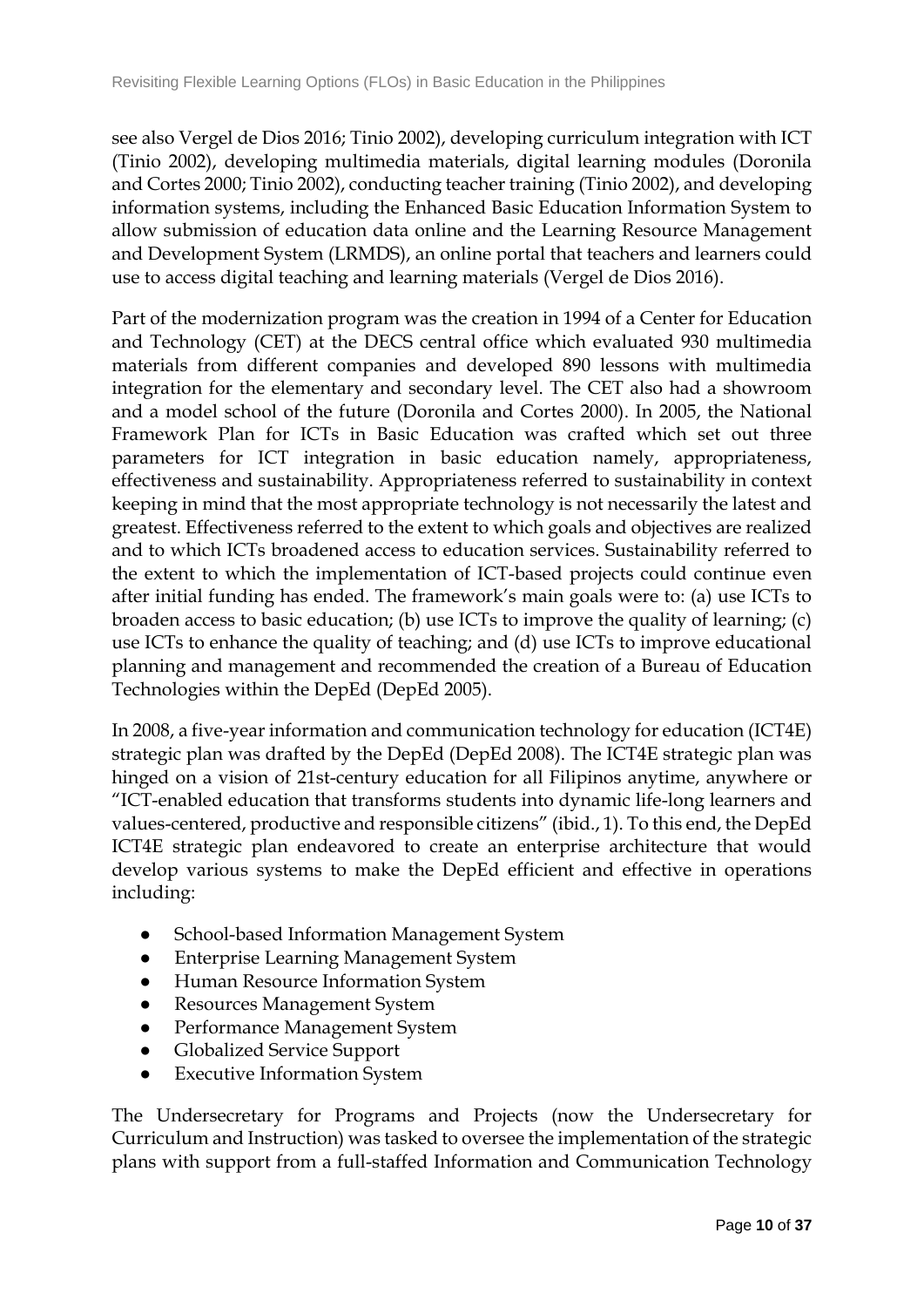see also Vergel de Dios 2016; Tinio 2002), developing curriculum integration with ICT (Tinio 2002), developing multimedia materials, digital learning modules (Doronila and Cortes 2000; Tinio 2002), conducting teacher training (Tinio 2002), and developing information systems, including the Enhanced Basic Education Information System to allow submission of education data online and the Learning Resource Management and Development System (LRMDS), an online portal that teachers and learners could use to access digital teaching and learning materials (Vergel de Dios 2016).

Part of the modernization program was the creation in 1994 of a Center for Education and Technology (CET) at the DECS central office which evaluated 930 multimedia materials from different companies and developed 890 lessons with multimedia integration for the elementary and secondary level. The CET also had a showroom and a model school of the future (Doronila and Cortes 2000). In 2005, the National Framework Plan for ICTs in Basic Education was crafted which set out three parameters for ICT integration in basic education namely, appropriateness, effectiveness and sustainability. Appropriateness referred to sustainability in context keeping in mind that the most appropriate technology is not necessarily the latest and greatest. Effectiveness referred to the extent to which goals and objectives are realized and to which ICTs broadened access to education services. Sustainability referred to the extent to which the implementation of ICT-based projects could continue even after initial funding has ended. The framework's main goals were to: (a) use ICTs to broaden access to basic education; (b) use ICTs to improve the quality of learning; (c) use ICTs to enhance the quality of teaching; and (d) use ICTs to improve educational planning and management and recommended the creation of a Bureau of Education Technologies within the DepEd (DepEd 2005).

In 2008, a five-year information and communication technology for education (ICT4E) strategic plan was drafted by the DepEd (DepEd 2008). The ICT4E strategic plan was hinged on a vision of 21st-century education for all Filipinos anytime, anywhere or "ICT-enabled education that transforms students into dynamic life-long learners and values-centered, productive and responsible citizens" (ibid., 1). To this end, the DepEd ICT4E strategic plan endeavored to create an enterprise architecture that would develop various systems to make the DepEd efficient and effective in operations including:

- School-based Information Management System
- Enterprise Learning Management System
- Human Resource Information System
- Resources Management System
- Performance Management System
- Globalized Service Support
- Executive Information System

The Undersecretary for Programs and Projects (now the Undersecretary for Curriculum and Instruction) was tasked to oversee the implementation of the strategic plans with support from a full-staffed Information and Communication Technology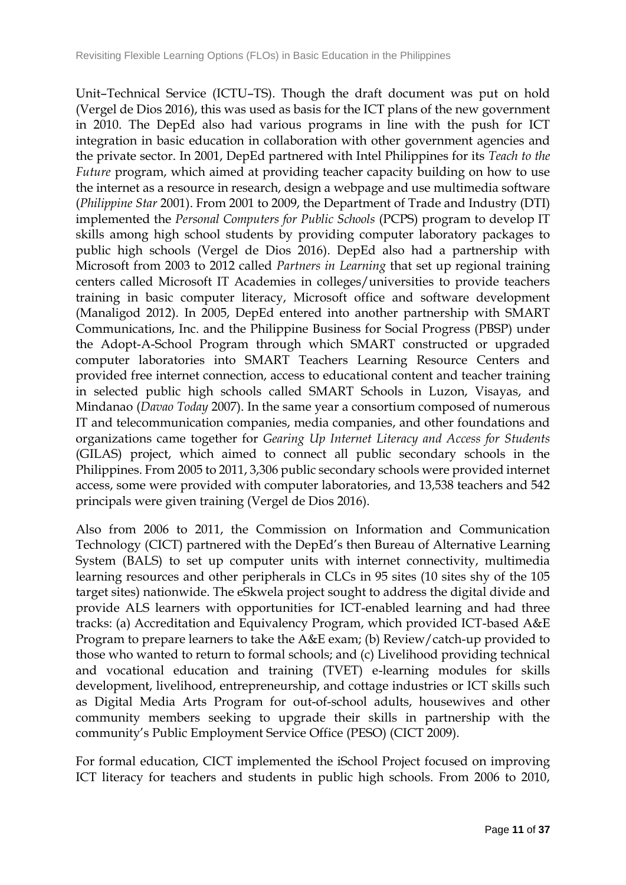Unit–Technical Service (ICTU–TS). Though the draft document was put on hold (Vergel de Dios 2016), this was used as basis for the ICT plans of the new government in 2010. The DepEd also had various programs in line with the push for ICT integration in basic education in collaboration with other government agencies and the private sector. In 2001, DepEd partnered with Intel Philippines for its *Teach to the Future* program, which aimed at providing teacher capacity building on how to use the internet as a resource in research, design a webpage and use multimedia software (*Philippine Star* 2001). From 2001 to 2009, the Department of Trade and Industry (DTI) implemented the *Personal Computers for Public Schools* (PCPS) program to develop IT skills among high school students by providing computer laboratory packages to public high schools (Vergel de Dios 2016). DepEd also had a partnership with Microsoft from 2003 to 2012 called *Partners in Learning* that set up regional training centers called Microsoft IT Academies in colleges/universities to provide teachers training in basic computer literacy, Microsoft office and software development (Manaligod 2012). In 2005, DepEd entered into another partnership with SMART Communications, Inc. and the Philippine Business for Social Progress (PBSP) under the Adopt-A-School Program through which SMART constructed or upgraded computer laboratories into SMART Teachers Learning Resource Centers and provided free internet connection, access to educational content and teacher training in selected public high schools called SMART Schools in Luzon, Visayas, and Mindanao (*Davao Today* 2007). In the same year a consortium composed of numerous IT and telecommunication companies, media companies, and other foundations and organizations came together for *Gearing Up Internet Literacy and Access for Students* (GILAS) project, which aimed to connect all public secondary schools in the Philippines. From 2005 to 2011, 3,306 public secondary schools were provided internet access, some were provided with computer laboratories, and 13,538 teachers and 542 principals were given training (Vergel de Dios 2016).

Also from 2006 to 2011, the Commission on Information and Communication Technology (CICT) partnered with the DepEd's then Bureau of Alternative Learning System (BALS) to set up computer units with internet connectivity, multimedia learning resources and other peripherals in CLCs in 95 sites (10 sites shy of the 105 target sites) nationwide. The eSkwela project sought to address the digital divide and provide ALS learners with opportunities for ICT-enabled learning and had three tracks: (a) Accreditation and Equivalency Program, which provided ICT-based A&E Program to prepare learners to take the A&E exam; (b) Review/catch-up provided to those who wanted to return to formal schools; and (c) Livelihood providing technical and vocational education and training (TVET) e-learning modules for skills development, livelihood, entrepreneurship, and cottage industries or ICT skills such as Digital Media Arts Program for out-of-school adults, housewives and other community members seeking to upgrade their skills in partnership with the community's Public Employment Service Office (PESO) (CICT 2009).

For formal education, CICT implemented the iSchool Project focused on improving ICT literacy for teachers and students in public high schools. From 2006 to 2010,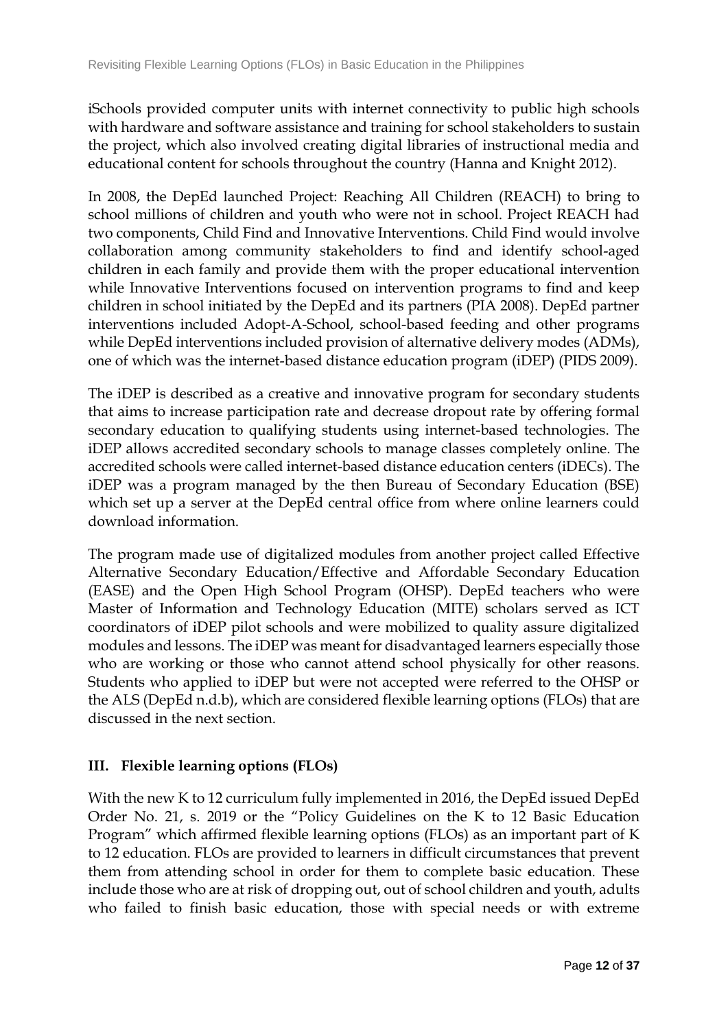iSchools provided computer units with internet connectivity to public high schools with hardware and software assistance and training for school stakeholders to sustain the project, which also involved creating digital libraries of instructional media and educational content for schools throughout the country (Hanna and Knight 2012).

In 2008, the DepEd launched Project: Reaching All Children (REACH) to bring to school millions of children and youth who were not in school. Project REACH had two components, Child Find and Innovative Interventions. Child Find would involve collaboration among community stakeholders to find and identify school-aged children in each family and provide them with the proper educational intervention while Innovative Interventions focused on intervention programs to find and keep children in school initiated by the DepEd and its partners (PIA 2008). DepEd partner interventions included Adopt-A-School, school-based feeding and other programs while DepEd interventions included provision of alternative delivery modes (ADMs), one of which was the internet-based distance education program (iDEP) (PIDS 2009).

The iDEP is described as a creative and innovative program for secondary students that aims to increase participation rate and decrease dropout rate by offering formal secondary education to qualifying students using internet-based technologies. The iDEP allows accredited secondary schools to manage classes completely online. The accredited schools were called internet-based distance education centers (iDECs). The iDEP was a program managed by the then Bureau of Secondary Education (BSE) which set up a server at the DepEd central office from where online learners could download information.

The program made use of digitalized modules from another project called Effective Alternative Secondary Education/Effective and Affordable Secondary Education (EASE) and the Open High School Program (OHSP). DepEd teachers who were Master of Information and Technology Education (MITE) scholars served as ICT coordinators of iDEP pilot schools and were mobilized to quality assure digitalized modules and lessons. The iDEP was meant for disadvantaged learners especially those who are working or those who cannot attend school physically for other reasons. Students who applied to iDEP but were not accepted were referred to the OHSP or the ALS (DepEd n.d.b), which are considered flexible learning options (FLOs) that are discussed in the next section.

## III. Flexible learning options (FLOs)

With the new K to 12 curriculum fully implemented in 2016, the DepEd issued DepEd Order No. 21, s. 2019 or the "Policy Guidelines on the K to 12 Basic Education Program" which affirmed flexible learning options (FLOs) as an important part of K to 12 education. FLOs are provided to learners in difficult circumstances that prevent them from attending school in order for them to complete basic education. These include those who are at risk of dropping out, out of school children and youth, adults who failed to finish basic education, those with special needs or with extreme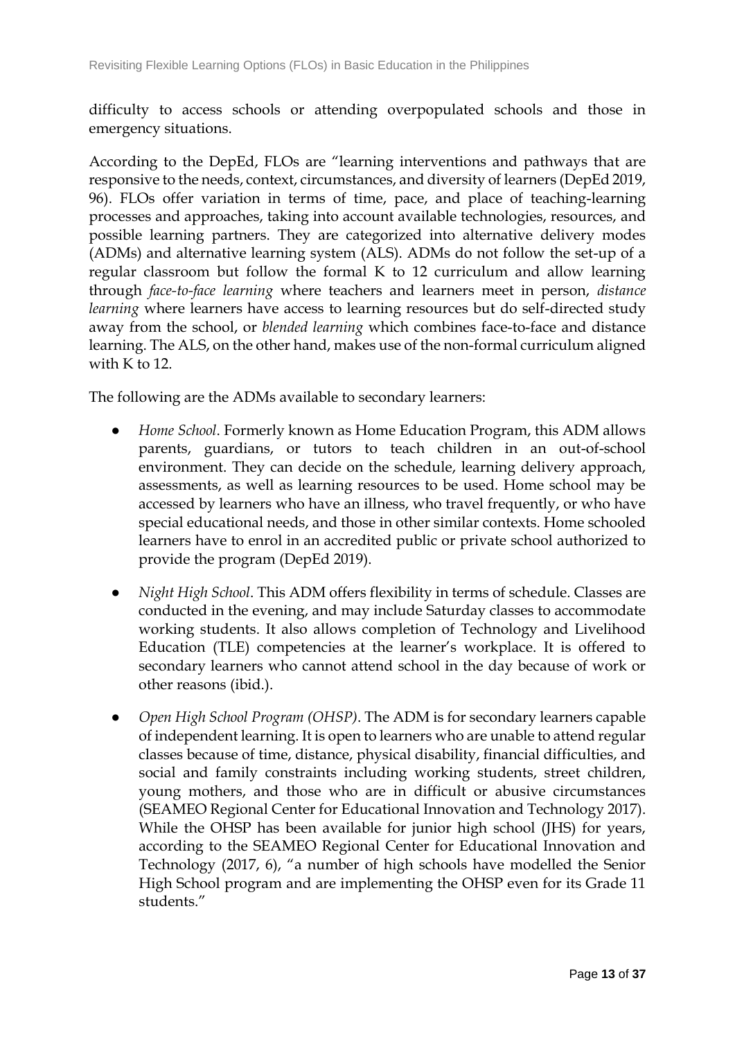difficulty to access schools or attending overpopulated schools and those in emergency situations.

According to the DepEd, FLOs are "learning interventions and pathways that are responsive to the needs, context, circumstances, and diversity of learners (DepEd 2019, 96). FLOs offer variation in terms of time, pace, and place of teaching-learning processes and approaches, taking into account available technologies, resources, and possible learning partners. They are categorized into alternative delivery modes (ADMs) and alternative learning system (ALS). ADMs do not follow the set-up of a regular classroom but follow the formal K to 12 curriculum and allow learning through *face-to-face learning* where teachers and learners meet in person, *distance learning* where learners have access to learning resources but do self-directed study away from the school, or *blended learning* which combines face-to-face and distance learning. The ALS, on the other hand, makes use of the non-formal curriculum aligned with K to 12.

The following are the ADMs available to secondary learners:

- *Home School*. Formerly known as Home Education Program, this ADM allows parents, guardians, or tutors to teach children in an out-of-school environment. They can decide on the schedule, learning delivery approach, assessments, as well as learning resources to be used. Home school may be accessed by learners who have an illness, who travel frequently, or who have special educational needs, and those in other similar contexts. Home schooled learners have to enrol in an accredited public or private school authorized to provide the program (DepEd 2019).

- *Night High School*. This ADM offers flexibility in terms of schedule. Classes are conducted in the evening, and may include Saturday classes to accommodate working students. It also allows completion of Technology and Livelihood Education (TLE) competencies at the learner's workplace. It is offered to secondary learners who cannot attend school in the day because of work or other reasons (ibid.).

- *Open High School Program (OHSP)*. The ADM is for secondary learners capable of independent learning. It is open to learners who are unable to attend regular classes because of time, distance, physical disability, financial difficulties, and social and family constraints including working students, street children, young mothers, and those who are in difficult or abusive circumstances (SEAMEO Regional Center for Educational Innovation and Technology 2017). While the OHSP has been available for junior high school (JHS) for years, according to the SEAMEO Regional Center for Educational Innovation and Technology (2017, 6), "a number of high schools have modelled the Senior High School program and are implementing the OHSP even for its Grade 11 students."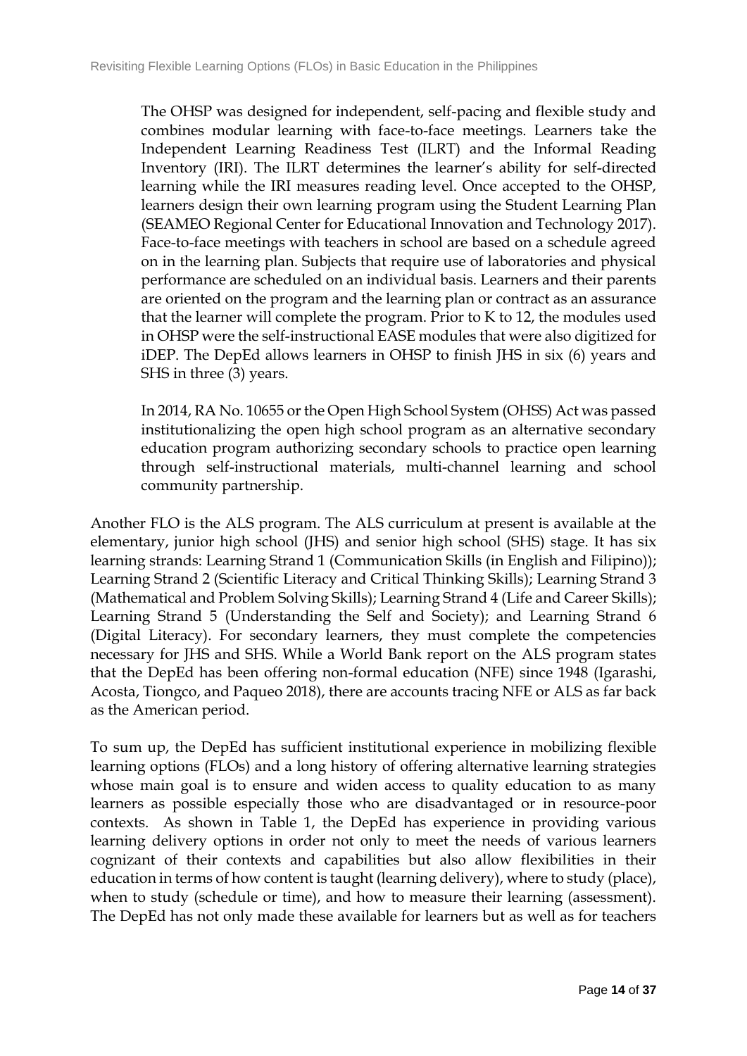The OHSP was designed for independent, self-pacing and flexible study and combines modular learning with face-to-face meetings. Learners take the Independent Learning Readiness Test (ILRT) and the Informal Reading Inventory (IRI). The ILRT determines the learner's ability for self-directed learning while the IRI measures reading level. Once accepted to the OHSP, learners design their own learning program using the Student Learning Plan (SEAMEO Regional Center for Educational Innovation and Technology 2017). Face-to-face meetings with teachers in school are based on a schedule agreed on in the learning plan. Subjects that require use of laboratories and physical performance are scheduled on an individual basis. Learners and their parents are oriented on the program and the learning plan or contract as an assurance that the learner will complete the program. Prior to K to 12, the modules used in OHSP were the self-instructional EASE modules that were also digitized for iDEP. The DepEd allows learners in OHSP to finish JHS in six (6) years and SHS in three (3) years.

In 2014, RA No. 10655 or the Open High School System (OHSS) Act was passed institutionalizing the open high school program as an alternative secondary education program authorizing secondary schools to practice open learning through self-instructional materials, multi-channel learning and school community partnership.

Another FLO is the ALS program. The ALS curriculum at present is available at the elementary, junior high school (JHS) and senior high school (SHS) stage. It has six learning strands: Learning Strand 1 (Communication Skills (in English and Filipino)); Learning Strand 2 (Scientific Literacy and Critical Thinking Skills); Learning Strand 3 (Mathematical and Problem Solving Skills); Learning Strand 4 (Life and Career Skills); Learning Strand 5 (Understanding the Self and Society); and Learning Strand 6 (Digital Literacy). For secondary learners, they must complete the competencies necessary for JHS and SHS. While a World Bank report on the ALS program states that the DepEd has been offering non-formal education (NFE) since 1948 (Igarashi, Acosta, Tiongco, and Paqueo 2018), there are accounts tracing NFE or ALS as far back as the American period.

To sum up, the DepEd has sufficient institutional experience in mobilizing flexible learning options (FLOs) and a long history of offering alternative learning strategies whose main goal is to ensure and widen access to quality education to as many learners as possible especially those who are disadvantaged or in resource-poor contexts. As shown in Table 1, the DepEd has experience in providing various learning delivery options in order not only to meet the needs of various learners cognizant of their contexts and capabilities but also allow flexibilities in their education in terms of how content is taught (learning delivery), where to study (place), when to study (schedule or time), and how to measure their learning (assessment). The DepEd has not only made these available for learners but as well as for teachers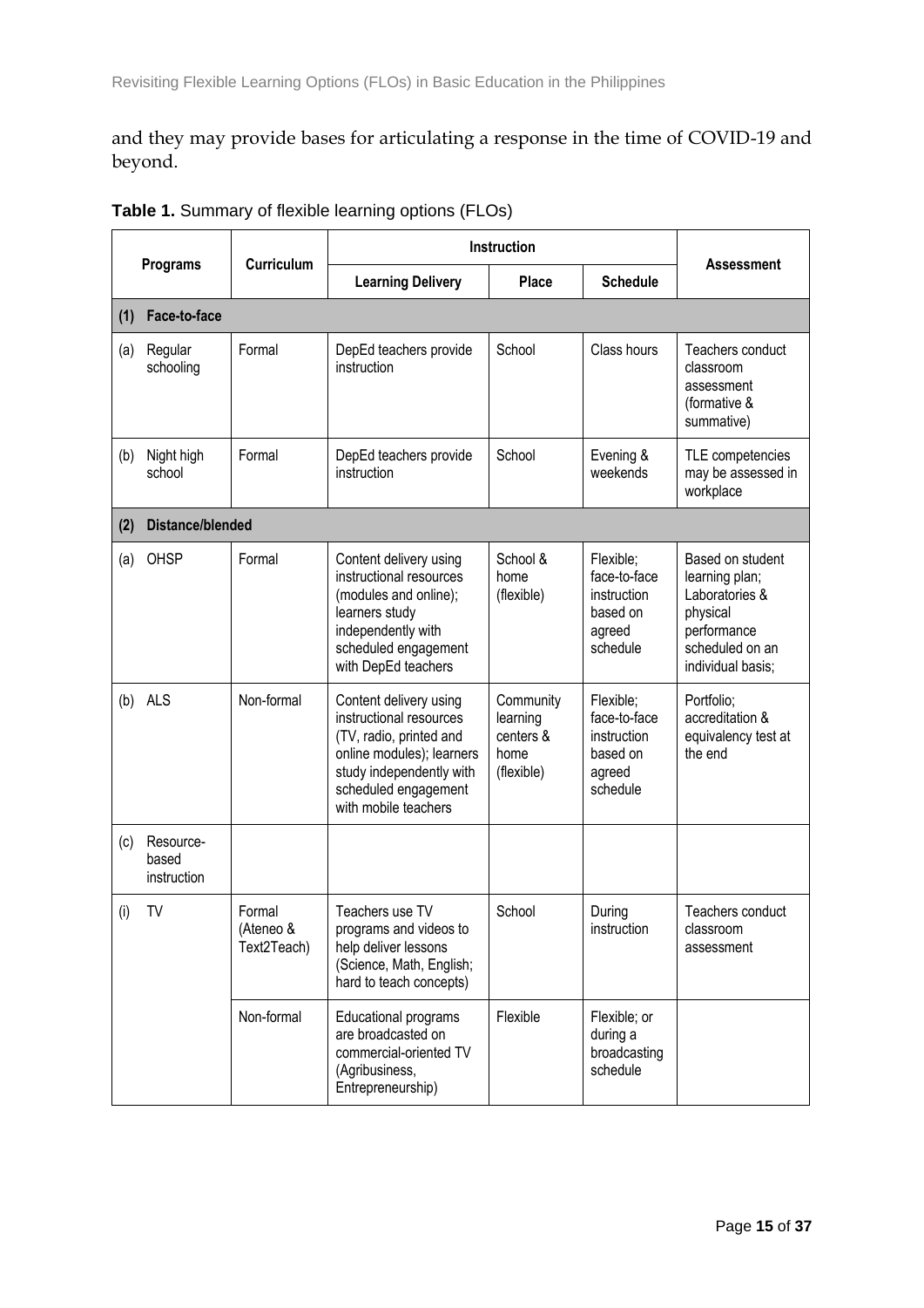and they may provide bases for articulating a response in the time of COVID-19 and beyond.

**Table 1.** Summary of flexible learning options (FLOs)

| Programs | | Curriculum | Instruction | | | Assessment |
|---|---|---|---|---|---|---|
| | | | Learning Delivery | Place | Schedule | |
| **(1)** | **Face-to-face** | | | | | |
| (a) | Regular schooling | Formal | DepEd teachers provide instruction | School | Class hours | Teachers conduct classroom assessment (formative & summative) |
| (b) | Night high school | Formal | DepEd teachers provide instruction | School | Evening & weekends | TLE competencies may be assessed in workplace |
| **(2)** | **Distance/blended** | | | | | |
| (a) | OHSP | Formal | Content delivery using instructional resources (modules and online); learners study independently with scheduled engagement with DepEd teachers | School & home (flexible) | Flexible; face-to-face instruction based on agreed schedule | Based on student learning plan; Laboratories & physical performance scheduled on an individual basis; |
| (b) | ALS | Non-formal | Content delivery using instructional resources (TV, radio, printed and online modules); learners study independently with scheduled engagement with mobile teachers | Community learning centers & home (flexible) | Flexible; face-to-face instruction based on agreed schedule | Portfolio; accreditation & equivalency test at the end |
| (c) | Resource-based instruction | | | | | |
| (i) | TV | Formal (Ateneo & Text2Teach) | Teachers use TV programs and videos to help deliver lessons (Science, Math, English; hard to teach concepts) | School | During instruction | Teachers conduct classroom assessment |
| | | Non-formal | Educational programs are broadcasted on commercial-oriented TV (Agribusiness, Entrepreneurship) | Flexible | Flexible; or during a broadcasting schedule | |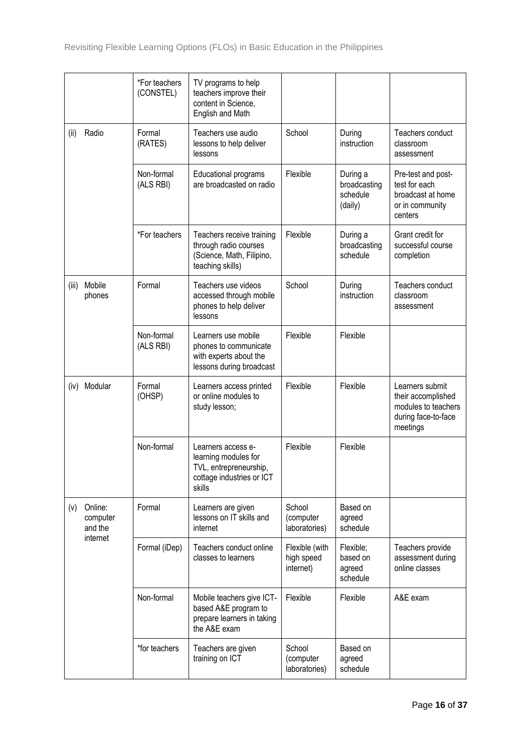| | | | | | |
|---|---|---|---|---|---|
| | *For teachers (CONSTEL) | TV programs to help teachers improve their content in Science, English and Math | | | |
| (ii) Radio | Formal (RATES) | Teachers use audio lessons to help deliver lessons | School | During instruction | Teachers conduct classroom assessment |
| | Non-formal (ALS RBI) | Educational programs are broadcasted on radio | Flexible | During a broadcasting schedule (daily) | Pre-test and post-test for each broadcast at home or in community centers |
| | *For teachers | Teachers receive training through radio courses (Science, Math, Filipino, teaching skills) | Flexible | During a broadcasting schedule | Grant credit for successful course completion |
| (iii) Mobile phones | Formal | Teachers use videos accessed through mobile phones to help deliver lessons | School | During instruction | Teachers conduct classroom assessment |
| | Non-formal (ALS RBI) | Learners use mobile phones to communicate with experts about the lessons during broadcast | Flexible | Flexible | |
| (iv) Modular | Formal (OHSP) | Learners access printed or online modules to study lesson; | Flexible | Flexible | Learners submit their accomplished modules to teachers during face-to-face meetings |
| | Non-formal | Learners access e-learning modules for TVL, entrepreneurship, cottage industries or ICT skills | Flexible | Flexible | |
| (v) Online: computer and the internet | Formal | Learners are given lessons on IT skills and internet | School (computer laboratories) | Based on agreed schedule | |
| | Formal (iDep) | Teachers conduct online classes to learners | Flexible (with high speed internet) | Flexible; based on agreed schedule | Teachers provide assessment during online classes |
| | Non-formal | Mobile teachers give ICT-based A&E program to prepare learners in taking the A&E exam | Flexible | Flexible | A&E exam |
| | *for teachers | Teachers are given training on ICT | School (computer laboratories) | Based on agreed schedule | |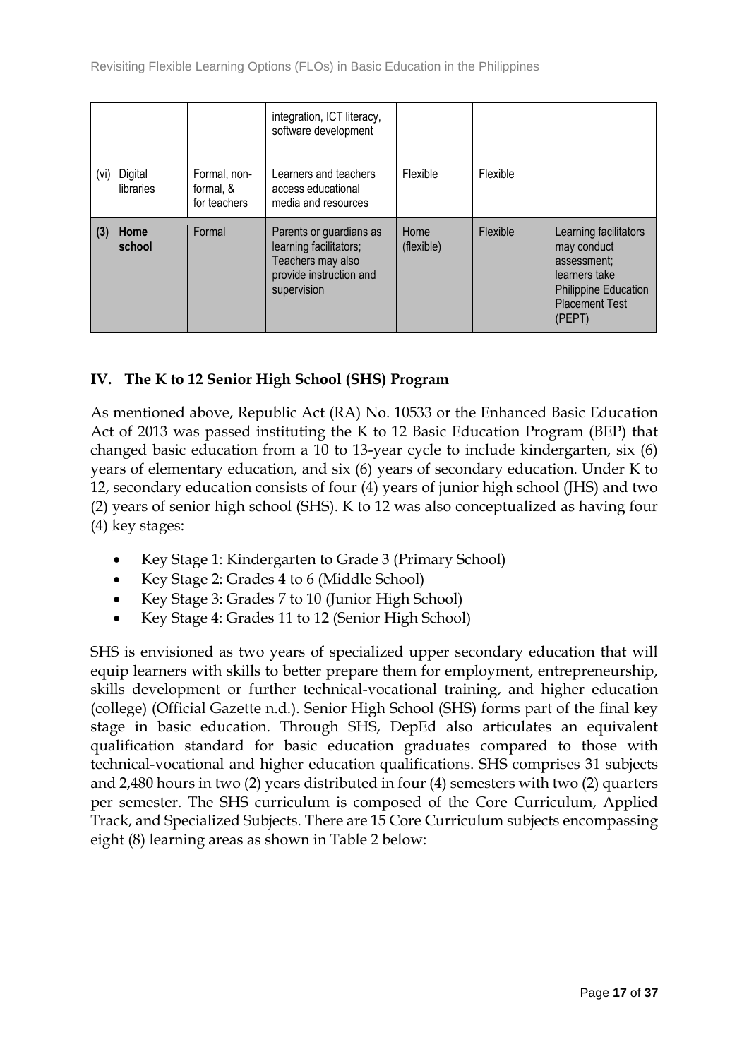| | | | | | |
|---|---|---|---|---|---|
| | | integration, ICT literacy, software development | | | |
| (vi) Digital libraries | Formal, non-formal, & for teachers | Learners and teachers access educational media and resources | Flexible | Flexible | |
| **(3) Home school** | Formal | Parents or guardians as learning facilitators; Teachers may also provide instruction and supervision | Home (flexible) | Flexible | Learning facilitators may conduct assessment; learners take Philippine Education Placement Test (PEPT) |

## IV. The K to 12 Senior High School (SHS) Program

As mentioned above, Republic Act (RA) No. 10533 or the Enhanced Basic Education Act of 2013 was passed instituting the K to 12 Basic Education Program (BEP) that changed basic education from a 10 to 13-year cycle to include kindergarten, six (6) years of elementary education, and six (6) years of secondary education. Under K to 12, secondary education consists of four (4) years of junior high school (JHS) and two (2) years of senior high school (SHS). K to 12 was also conceptualized as having four (4) key stages:

- Key Stage 1: Kindergarten to Grade 3 (Primary School)
- Key Stage 2: Grades 4 to 6 (Middle School)
- Key Stage 3: Grades 7 to 10 (Junior High School)
- Key Stage 4: Grades 11 to 12 (Senior High School)

SHS is envisioned as two years of specialized upper secondary education that will equip learners with skills to better prepare them for employment, entrepreneurship, skills development or further technical-vocational training, and higher education (college) (Official Gazette n.d.). Senior High School (SHS) forms part of the final key stage in basic education. Through SHS, DepEd also articulates an equivalent qualification standard for basic education graduates compared to those with technical-vocational and higher education qualifications. SHS comprises 31 subjects and 2,480 hours in two (2) years distributed in four (4) semesters with two (2) quarters per semester. The SHS curriculum is composed of the Core Curriculum, Applied Track, and Specialized Subjects. There are 15 Core Curriculum subjects encompassing eight (8) learning areas as shown in Table 2 below: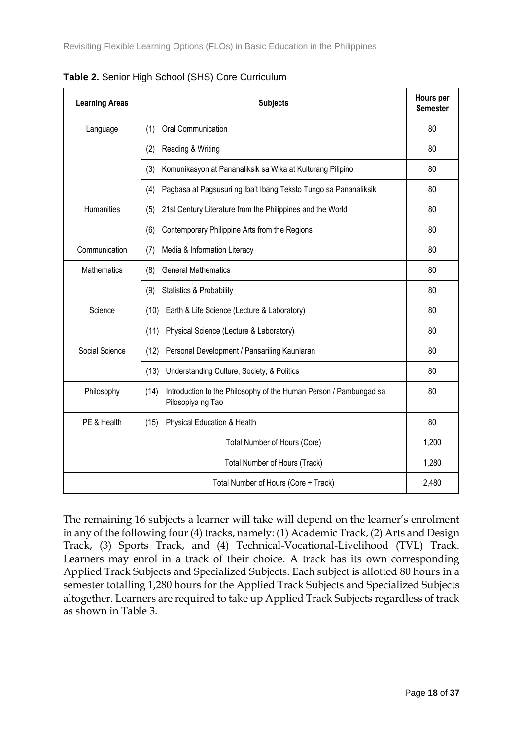**Table 2.** Senior High School (SHS) Core Curriculum

| Learning Areas | Subjects | Hours per Semester |
|---|---|---|
| Language | (1) Oral Communication | 80 |
| | (2) Reading & Writing | 80 |
| | (3) Komunikasyon at Pananaliksik sa Wika at Kulturang Pilipino | 80 |
| | (4) Pagbasa at Pagsusuri ng Iba't Ibang Teksto Tungo sa Pananaliksik | 80 |
| Humanities | (5) 21st Century Literature from the Philippines and the World | 80 |
| | (6) Contemporary Philippine Arts from the Regions | 80 |
| Communication | (7) Media & Information Literacy | 80 |
| Mathematics | (8) General Mathematics | 80 |
| | (9) Statistics & Probability | 80 |
| Science | (10) Earth & Life Science (Lecture & Laboratory) | 80 |
| | (11) Physical Science (Lecture & Laboratory) | 80 |
| Social Science | (12) Personal Development / Pansariling Kaunlaran | 80 |
| | (13) Understanding Culture, Society, & Politics | 80 |
| Philosophy | (14) Introduction to the Philosophy of the Human Person / Pambungad sa Pilosopiya ng Tao | 80 |
| PE & Health | (15) Physical Education & Health | 80 |
| | Total Number of Hours (Core) | 1,200 |
| | Total Number of Hours (Track) | 1,280 |
| | Total Number of Hours (Core + Track) | 2,480 |

The remaining 16 subjects a learner will take will depend on the learner's enrolment in any of the following four (4) tracks, namely: (1) Academic Track, (2) Arts and Design Track, (3) Sports Track, and (4) Technical-Vocational-Livelihood (TVL) Track. Learners may enrol in a track of their choice. A track has its own corresponding Applied Track Subjects and Specialized Subjects. Each subject is allotted 80 hours in a semester totalling 1,280 hours for the Applied Track Subjects and Specialized Subjects altogether. Learners are required to take up Applied Track Subjects regardless of track as shown in Table 3.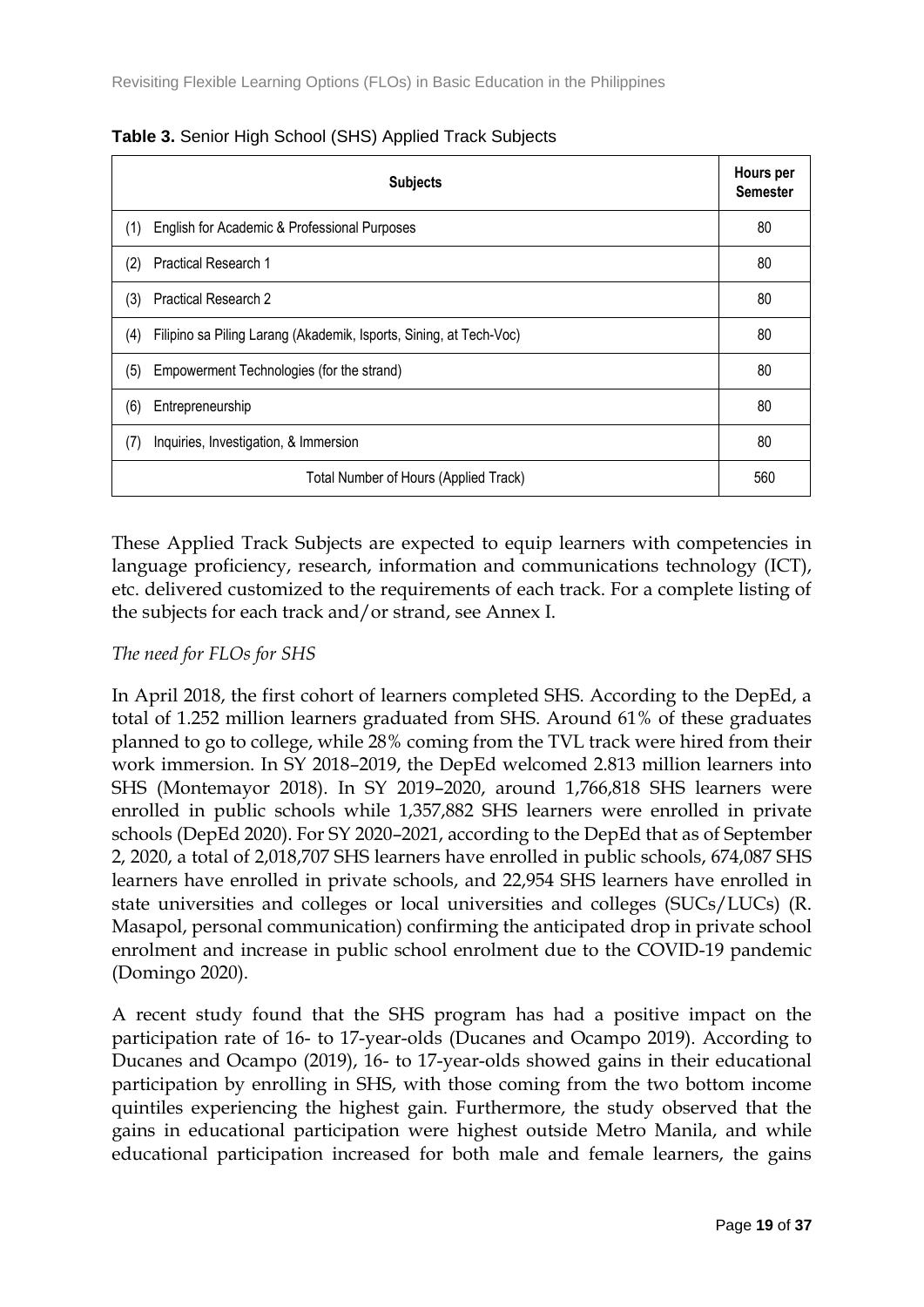**Table 3.** Senior High School (SHS) Applied Track Subjects

| Subjects | Hours per Semester |
|---|---|
| (1) English for Academic & Professional Purposes | 80 |
| (2) Practical Research 1 | 80 |
| (3) Practical Research 2 | 80 |
| (4) Filipino sa Piling Larang (Akademik, Isports, Sining, at Tech-Voc) | 80 |
| (5) Empowerment Technologies (for the strand) | 80 |
| (6) Entrepreneurship | 80 |
| (7) Inquiries, Investigation, & Immersion | 80 |
| Total Number of Hours (Applied Track) | 560 |

These Applied Track Subjects are expected to equip learners with competencies in language proficiency, research, information and communications technology (ICT), etc. delivered customized to the requirements of each track. For a complete listing of the subjects for each track and/or strand, see Annex I.

*The need for FLOs for SHS*

In April 2018, the first cohort of learners completed SHS. According to the DepEd, a total of 1.252 million learners graduated from SHS. Around 61% of these graduates planned to go to college, while 28% coming from the TVL track were hired from their work immersion. In SY 2018–2019, the DepEd welcomed 2.813 million learners into SHS (Montemayor 2018). In SY 2019–2020, around 1,766,818 SHS learners were enrolled in public schools while 1,357,882 SHS learners were enrolled in private schools (DepEd 2020). For SY 2020–2021, according to the DepEd that as of September 2, 2020, a total of 2,018,707 SHS learners have enrolled in public schools, 674,087 SHS learners have enrolled in private schools, and 22,954 SHS learners have enrolled in state universities and colleges or local universities and colleges (SUCs/LUCs) (R. Masapol, personal communication) confirming the anticipated drop in private school enrolment and increase in public school enrolment due to the COVID-19 pandemic (Domingo 2020).

A recent study found that the SHS program has had a positive impact on the participation rate of 16- to 17-year-olds (Ducanes and Ocampo 2019). According to Ducanes and Ocampo (2019), 16- to 17-year-olds showed gains in their educational participation by enrolling in SHS, with those coming from the two bottom income quintiles experiencing the highest gain. Furthermore, the study observed that the gains in educational participation were highest outside Metro Manila, and while educational participation increased for both male and female learners, the gains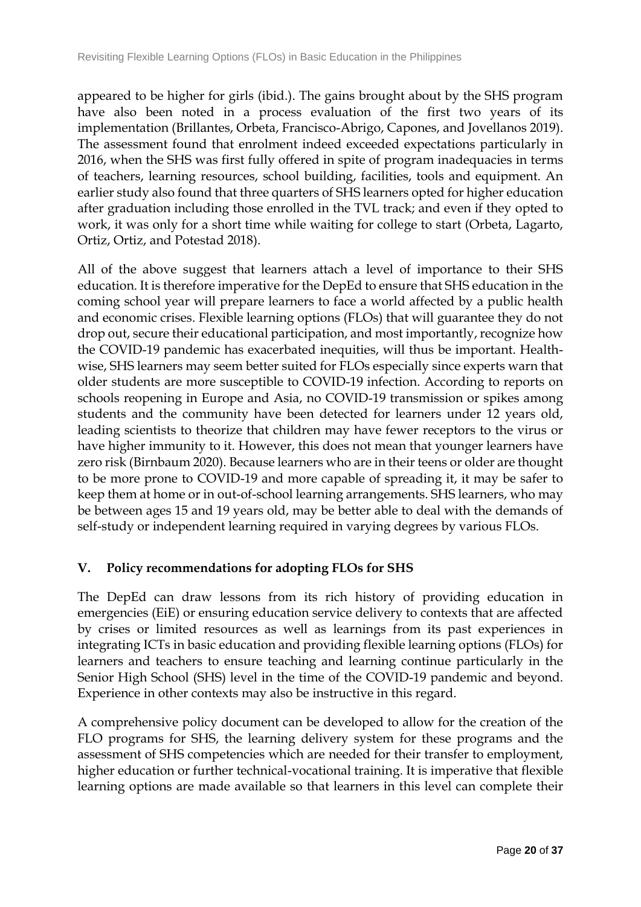appeared to be higher for girls (ibid.). The gains brought about by the SHS program have also been noted in a process evaluation of the first two years of its implementation (Brillantes, Orbeta, Francisco-Abrigo, Capones, and Jovellanos 2019). The assessment found that enrolment indeed exceeded expectations particularly in 2016, when the SHS was first fully offered in spite of program inadequacies in terms of teachers, learning resources, school building, facilities, tools and equipment. An earlier study also found that three quarters of SHS learners opted for higher education after graduation including those enrolled in the TVL track; and even if they opted to work, it was only for a short time while waiting for college to start (Orbeta, Lagarto, Ortiz, Ortiz, and Potestad 2018).

All of the above suggest that learners attach a level of importance to their SHS education. It is therefore imperative for the DepEd to ensure that SHS education in the coming school year will prepare learners to face a world affected by a public health and economic crises. Flexible learning options (FLOs) that will guarantee they do not drop out, secure their educational participation, and most importantly, recognize how the COVID-19 pandemic has exacerbated inequities, will thus be important. Health-wise, SHS learners may seem better suited for FLOs especially since experts warn that older students are more susceptible to COVID-19 infection. According to reports on schools reopening in Europe and Asia, no COVID-19 transmission or spikes among students and the community have been detected for learners under 12 years old, leading scientists to theorize that children may have fewer receptors to the virus or have higher immunity to it. However, this does not mean that younger learners have zero risk (Birnbaum 2020). Because learners who are in their teens or older are thought to be more prone to COVID-19 and more capable of spreading it, it may be safer to keep them at home or in out-of-school learning arrangements. SHS learners, who may be between ages 15 and 19 years old, may be better able to deal with the demands of self-study or independent learning required in varying degrees by various FLOs.

## V. Policy recommendations for adopting FLOs for SHS

The DepEd can draw lessons from its rich history of providing education in emergencies (EiE) or ensuring education service delivery to contexts that are affected by crises or limited resources as well as learnings from its past experiences in integrating ICTs in basic education and providing flexible learning options (FLOs) for learners and teachers to ensure teaching and learning continue particularly in the Senior High School (SHS) level in the time of the COVID-19 pandemic and beyond. Experience in other contexts may also be instructive in this regard.

A comprehensive policy document can be developed to allow for the creation of the FLO programs for SHS, the learning delivery system for these programs and the assessment of SHS competencies which are needed for their transfer to employment, higher education or further technical-vocational training. It is imperative that flexible learning options are made available so that learners in this level can complete their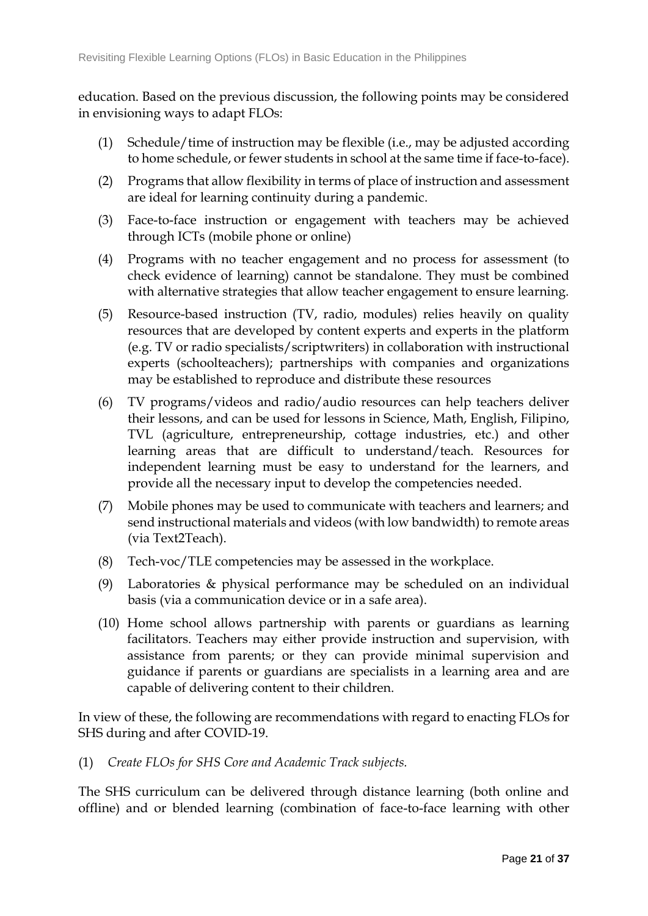education. Based on the previous discussion, the following points may be considered in envisioning ways to adapt FLOs:

(1) Schedule/time of instruction may be flexible (i.e., may be adjusted according to home schedule, or fewer students in school at the same time if face-to-face).

(2) Programs that allow flexibility in terms of place of instruction and assessment are ideal for learning continuity during a pandemic.

(3) Face-to-face instruction or engagement with teachers may be achieved through ICTs (mobile phone or online)

(4) Programs with no teacher engagement and no process for assessment (to check evidence of learning) cannot be standalone. They must be combined with alternative strategies that allow teacher engagement to ensure learning.

(5) Resource-based instruction (TV, radio, modules) relies heavily on quality resources that are developed by content experts and experts in the platform (e.g. TV or radio specialists/scriptwriters) in collaboration with instructional experts (schoolteachers); partnerships with companies and organizations may be established to reproduce and distribute these resources

(6) TV programs/videos and radio/audio resources can help teachers deliver their lessons, and can be used for lessons in Science, Math, English, Filipino, TVL (agriculture, entrepreneurship, cottage industries, etc.) and other learning areas that are difficult to understand/teach. Resources for independent learning must be easy to understand for the learners, and provide all the necessary input to develop the competencies needed.

(7) Mobile phones may be used to communicate with teachers and learners; and send instructional materials and videos (with low bandwidth) to remote areas (via Text2Teach).

(8) Tech-voc/TLE competencies may be assessed in the workplace.

(9) Laboratories & physical performance may be scheduled on an individual basis (via a communication device or in a safe area).

(10) Home school allows partnership with parents or guardians as learning facilitators. Teachers may either provide instruction and supervision, with assistance from parents; or they can provide minimal supervision and guidance if parents or guardians are specialists in a learning area and are capable of delivering content to their children.

In view of these, the following are recommendations with regard to enacting FLOs for SHS during and after COVID-19.

(1) *Create FLOs for SHS Core and Academic Track subjects.*

The SHS curriculum can be delivered through distance learning (both online and offline) and or blended learning (combination of face-to-face learning with other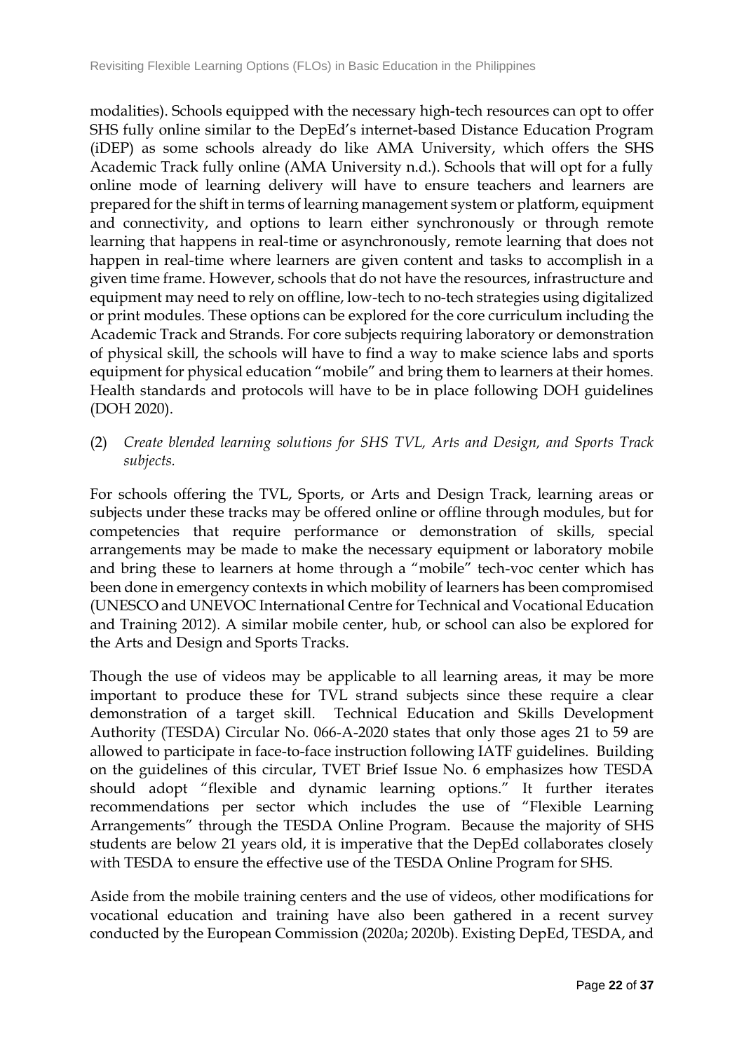modalities). Schools equipped with the necessary high-tech resources can opt to offer SHS fully online similar to the DepEd's internet-based Distance Education Program (iDEP) as some schools already do like AMA University, which offers the SHS Academic Track fully online (AMA University n.d.). Schools that will opt for a fully online mode of learning delivery will have to ensure teachers and learners are prepared for the shift in terms of learning management system or platform, equipment and connectivity, and options to learn either synchronously or through remote learning that happens in real-time or asynchronously, remote learning that does not happen in real-time where learners are given content and tasks to accomplish in a given time frame. However, schools that do not have the resources, infrastructure and equipment may need to rely on offline, low-tech to no-tech strategies using digitalized or print modules. These options can be explored for the core curriculum including the Academic Track and Strands. For core subjects requiring laboratory or demonstration of physical skill, the schools will have to find a way to make science labs and sports equipment for physical education "mobile" and bring them to learners at their homes. Health standards and protocols will have to be in place following DOH guidelines (DOH 2020).

(2) *Create blended learning solutions for SHS TVL, Arts and Design, and Sports Track subjects.*

For schools offering the TVL, Sports, or Arts and Design Track, learning areas or subjects under these tracks may be offered online or offline through modules, but for competencies that require performance or demonstration of skills, special arrangements may be made to make the necessary equipment or laboratory mobile and bring these to learners at home through a "mobile" tech-voc center which has been done in emergency contexts in which mobility of learners has been compromised (UNESCO and UNEVOC International Centre for Technical and Vocational Education and Training 2012). A similar mobile center, hub, or school can also be explored for the Arts and Design and Sports Tracks.

Though the use of videos may be applicable to all learning areas, it may be more important to produce these for TVL strand subjects since these require a clear demonstration of a target skill. Technical Education and Skills Development Authority (TESDA) Circular No. 066-A-2020 states that only those ages 21 to 59 are allowed to participate in face-to-face instruction following IATF guidelines. Building on the guidelines of this circular, TVET Brief Issue No. 6 emphasizes how TESDA should adopt "flexible and dynamic learning options." It further iterates recommendations per sector which includes the use of "Flexible Learning Arrangements" through the TESDA Online Program. Because the majority of SHS students are below 21 years old, it is imperative that the DepEd collaborates closely with TESDA to ensure the effective use of the TESDA Online Program for SHS.

Aside from the mobile training centers and the use of videos, other modifications for vocational education and training have also been gathered in a recent survey conducted by the European Commission (2020a; 2020b). Existing DepEd, TESDA, and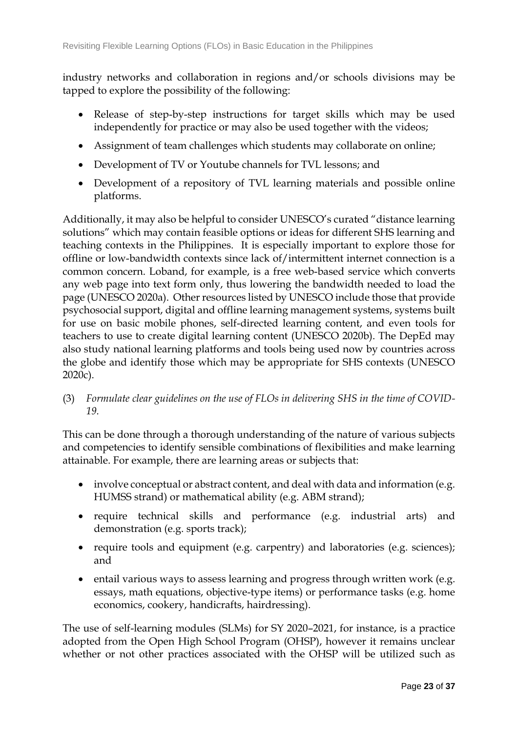industry networks and collaboration in regions and/or schools divisions may be tapped to explore the possibility of the following:

- Release of step-by-step instructions for target skills which may be used independently for practice or may also be used together with the videos;
- Assignment of team challenges which students may collaborate on online;
- Development of TV or Youtube channels for TVL lessons; and
- Development of a repository of TVL learning materials and possible online platforms.

Additionally, it may also be helpful to consider UNESCO's curated "distance learning solutions" which may contain feasible options or ideas for different SHS learning and teaching contexts in the Philippines. It is especially important to explore those for offline or low-bandwidth contexts since lack of/intermittent internet connection is a common concern. Loband, for example, is a free web-based service which converts any web page into text form only, thus lowering the bandwidth needed to load the page (UNESCO 2020a). Other resources listed by UNESCO include those that provide psychosocial support, digital and offline learning management systems, systems built for use on basic mobile phones, self-directed learning content, and even tools for teachers to use to create digital learning content (UNESCO 2020b). The DepEd may also study national learning platforms and tools being used now by countries across the globe and identify those which may be appropriate for SHS contexts (UNESCO 2020c).

(3) *Formulate clear guidelines on the use of FLOs in delivering SHS in the time of COVID-19.*

This can be done through a thorough understanding of the nature of various subjects and competencies to identify sensible combinations of flexibilities and make learning attainable. For example, there are learning areas or subjects that:

- involve conceptual or abstract content, and deal with data and information (e.g. HUMSS strand) or mathematical ability (e.g. ABM strand);
- require technical skills and performance (e.g. industrial arts) and demonstration (e.g. sports track);
- require tools and equipment (e.g. carpentry) and laboratories (e.g. sciences); and
- entail various ways to assess learning and progress through written work (e.g. essays, math equations, objective-type items) or performance tasks (e.g. home economics, cookery, handicrafts, hairdressing).

The use of self-learning modules (SLMs) for SY 2020–2021, for instance, is a practice adopted from the Open High School Program (OHSP), however it remains unclear whether or not other practices associated with the OHSP will be utilized such as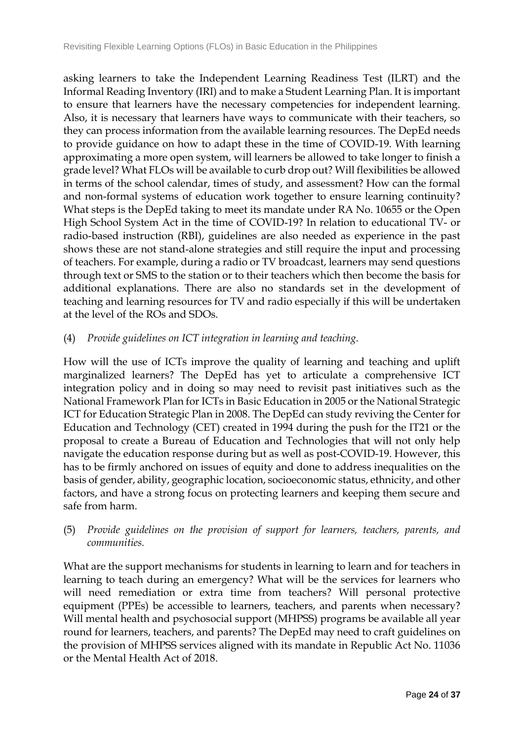asking learners to take the Independent Learning Readiness Test (ILRT) and the Informal Reading Inventory (IRI) and to make a Student Learning Plan. It is important to ensure that learners have the necessary competencies for independent learning. Also, it is necessary that learners have ways to communicate with their teachers, so they can process information from the available learning resources. The DepEd needs to provide guidance on how to adapt these in the time of COVID-19. With learning approximating a more open system, will learners be allowed to take longer to finish a grade level? What FLOs will be available to curb drop out? Will flexibilities be allowed in terms of the school calendar, times of study, and assessment? How can the formal and non-formal systems of education work together to ensure learning continuity? What steps is the DepEd taking to meet its mandate under RA No. 10655 or the Open High School System Act in the time of COVID-19? In relation to educational TV- or radio-based instruction (RBI), guidelines are also needed as experience in the past shows these are not stand-alone strategies and still require the input and processing of teachers. For example, during a radio or TV broadcast, learners may send questions through text or SMS to the station or to their teachers which then become the basis for additional explanations. There are also no standards set in the development of teaching and learning resources for TV and radio especially if this will be undertaken at the level of the ROs and SDOs.

(4) *Provide guidelines on ICT integration in learning and teaching.*

How will the use of ICTs improve the quality of learning and teaching and uplift marginalized learners? The DepEd has yet to articulate a comprehensive ICT integration policy and in doing so may need to revisit past initiatives such as the National Framework Plan for ICTs in Basic Education in 2005 or the National Strategic ICT for Education Strategic Plan in 2008. The DepEd can study reviving the Center for Education and Technology (CET) created in 1994 during the push for the IT21 or the proposal to create a Bureau of Education and Technologies that will not only help navigate the education response during but as well as post-COVID-19. However, this has to be firmly anchored on issues of equity and done to address inequalities on the basis of gender, ability, geographic location, socioeconomic status, ethnicity, and other factors, and have a strong focus on protecting learners and keeping them secure and safe from harm.

(5) *Provide guidelines on the provision of support for learners, teachers, parents, and communities.*

What are the support mechanisms for students in learning to learn and for teachers in learning to teach during an emergency? What will be the services for learners who will need remediation or extra time from teachers? Will personal protective equipment (PPEs) be accessible to learners, teachers, and parents when necessary? Will mental health and psychosocial support (MHPSS) programs be available all year round for learners, teachers, and parents? The DepEd may need to craft guidelines on the provision of MHPSS services aligned with its mandate in Republic Act No. 11036 or the Mental Health Act of 2018.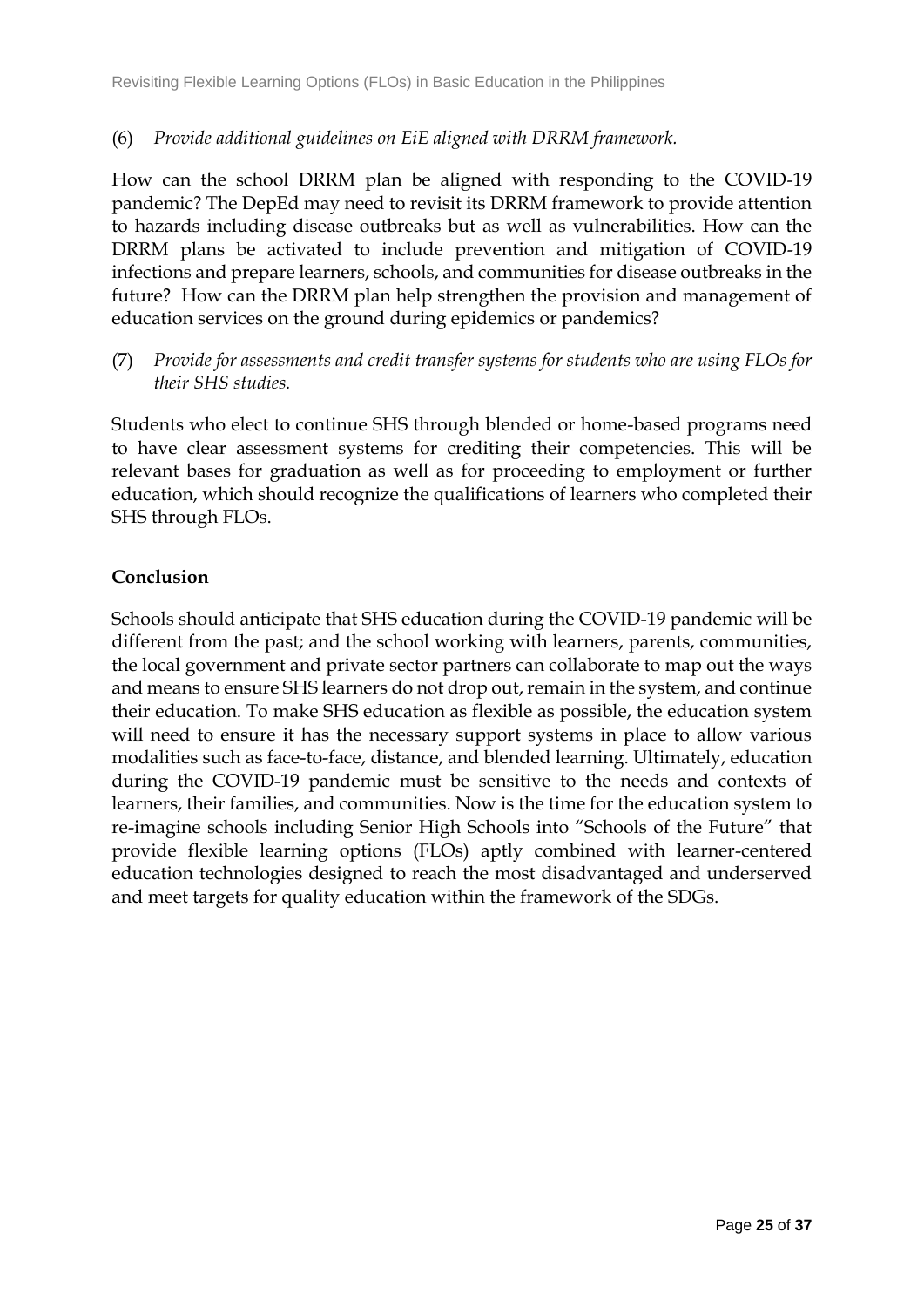(6) *Provide additional guidelines on EiE aligned with DRRM framework.*

How can the school DRRM plan be aligned with responding to the COVID-19 pandemic? The DepEd may need to revisit its DRRM framework to provide attention to hazards including disease outbreaks but as well as vulnerabilities. How can the DRRM plans be activated to include prevention and mitigation of COVID-19 infections and prepare learners, schools, and communities for disease outbreaks in the future? How can the DRRM plan help strengthen the provision and management of education services on the ground during epidemics or pandemics?

(7) *Provide for assessments and credit transfer systems for students who are using FLOs for their SHS studies.*

Students who elect to continue SHS through blended or home-based programs need to have clear assessment systems for crediting their competencies. This will be relevant bases for graduation as well as for proceeding to employment or further education, which should recognize the qualifications of learners who completed their SHS through FLOs.

**Conclusion**

Schools should anticipate that SHS education during the COVID-19 pandemic will be different from the past; and the school working with learners, parents, communities, the local government and private sector partners can collaborate to map out the ways and means to ensure SHS learners do not drop out, remain in the system, and continue their education. To make SHS education as flexible as possible, the education system will need to ensure it has the necessary support systems in place to allow various modalities such as face-to-face, distance, and blended learning. Ultimately, education during the COVID-19 pandemic must be sensitive to the needs and contexts of learners, their families, and communities. Now is the time for the education system to re-imagine schools including Senior High Schools into "Schools of the Future" that provide flexible learning options (FLOs) aptly combined with learner-centered education technologies designed to reach the most disadvantaged and underserved and meet targets for quality education within the framework of the SDGs.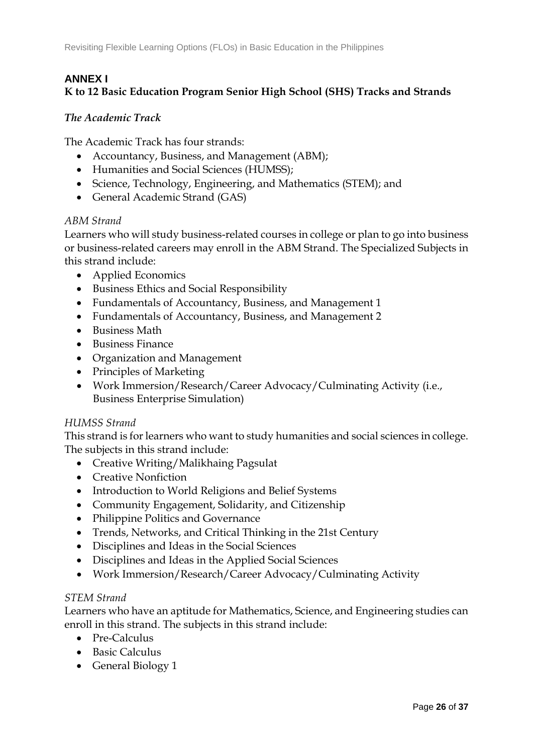## ANNEX I

### K to 12 Basic Education Program Senior High School (SHS) Tracks and Strands

***The Academic Track***

The Academic Track has four strands:

- Accountancy, Business, and Management (ABM);
- Humanities and Social Sciences (HUMSS);
- Science, Technology, Engineering, and Mathematics (STEM); and
- General Academic Strand (GAS)

*ABM Strand*

Learners who will study business-related courses in college or plan to go into business or business-related careers may enroll in the ABM Strand. The Specialized Subjects in this strand include:

- Applied Economics
- Business Ethics and Social Responsibility
- Fundamentals of Accountancy, Business, and Management 1
- Fundamentals of Accountancy, Business, and Management 2
- Business Math
- Business Finance
- Organization and Management
- Principles of Marketing
- Work Immersion/Research/Career Advocacy/Culminating Activity (i.e., Business Enterprise Simulation)

*HUMSS Strand*

This strand is for learners who want to study humanities and social sciences in college. The subjects in this strand include:

- Creative Writing/Malikhaing Pagsulat
- Creative Nonfiction
- Introduction to World Religions and Belief Systems
- Community Engagement, Solidarity, and Citizenship
- Philippine Politics and Governance
- Trends, Networks, and Critical Thinking in the 21st Century
- Disciplines and Ideas in the Social Sciences
- Disciplines and Ideas in the Applied Social Sciences
- Work Immersion/Research/Career Advocacy/Culminating Activity

*STEM Strand*

Learners who have an aptitude for Mathematics, Science, and Engineering studies can enroll in this strand. The subjects in this strand include:

- Pre-Calculus
- Basic Calculus
- General Biology 1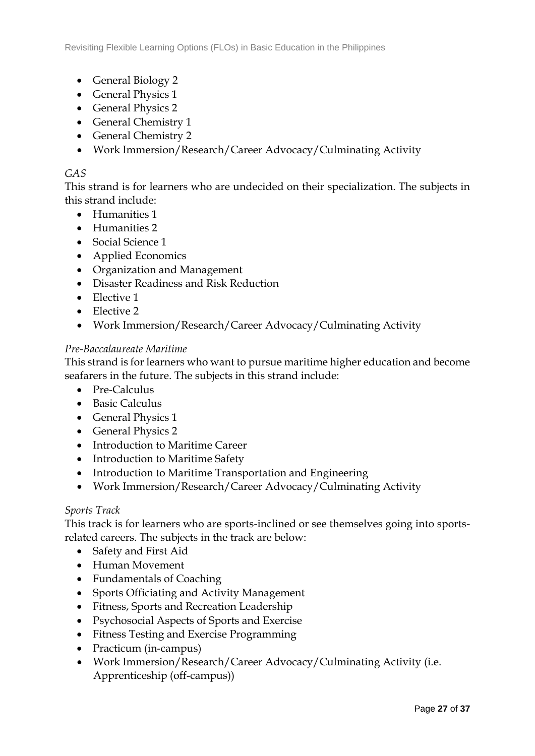- General Biology 2
- General Physics 1
- General Physics 2
- General Chemistry 1
- General Chemistry 2
- Work Immersion/Research/Career Advocacy/Culminating Activity

*GAS*

This strand is for learners who are undecided on their specialization. The subjects in this strand include:

- Humanities 1
- Humanities 2
- Social Science 1
- Applied Economics
- Organization and Management
- Disaster Readiness and Risk Reduction
- Elective 1
- Elective 2
- Work Immersion/Research/Career Advocacy/Culminating Activity

*Pre-Baccalaureate Maritime*

This strand is for learners who want to pursue maritime higher education and become seafarers in the future. The subjects in this strand include:

- Pre-Calculus
- Basic Calculus
- General Physics 1
- General Physics 2
- Introduction to Maritime Career
- Introduction to Maritime Safety
- Introduction to Maritime Transportation and Engineering
- Work Immersion/Research/Career Advocacy/Culminating Activity

*Sports Track*

This track is for learners who are sports-inclined or see themselves going into sports-related careers. The subjects in the track are below:

- Safety and First Aid
- Human Movement
- Fundamentals of Coaching
- Sports Officiating and Activity Management
- Fitness, Sports and Recreation Leadership
- Psychosocial Aspects of Sports and Exercise
- Fitness Testing and Exercise Programming
- Practicum (in-campus)
- Work Immersion/Research/Career Advocacy/Culminating Activity (i.e. Apprenticeship (off-campus))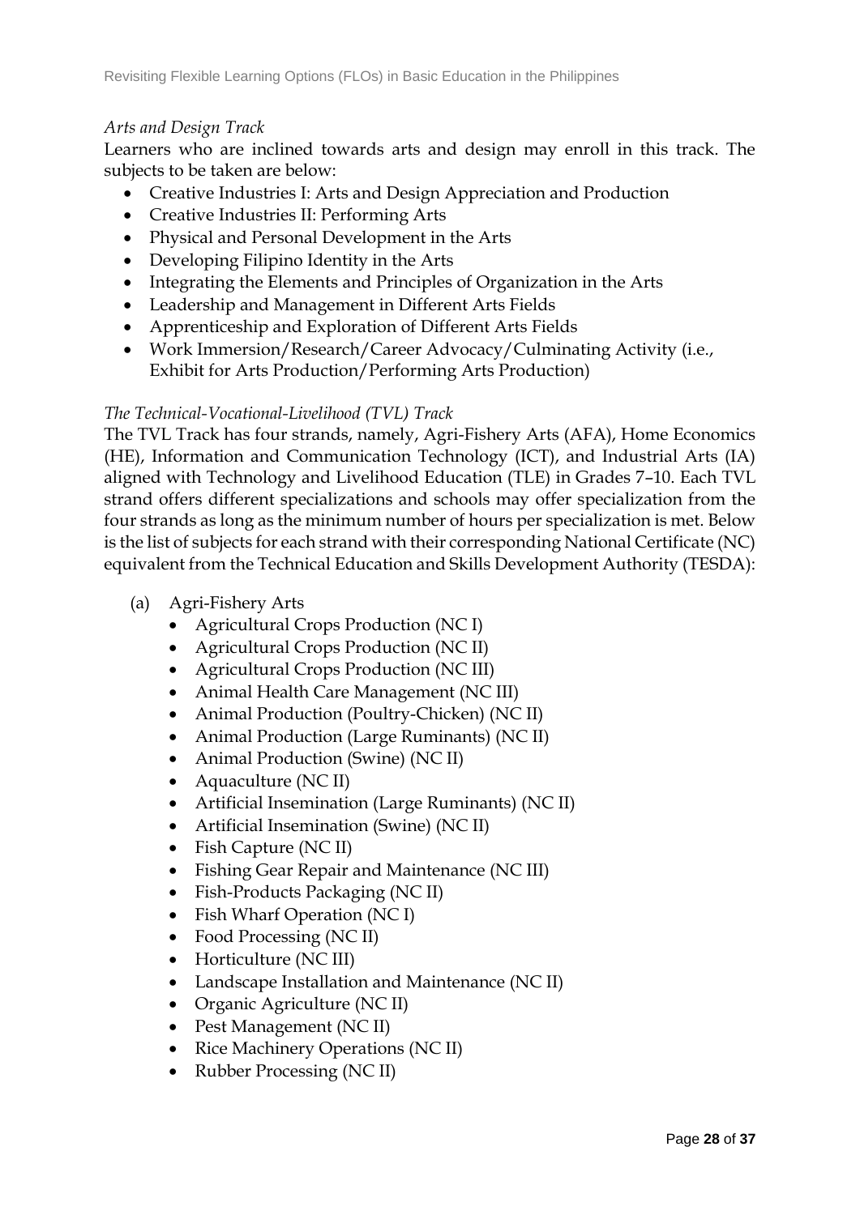*Arts and Design Track*

Learners who are inclined towards arts and design may enroll in this track. The subjects to be taken are below:

- Creative Industries I: Arts and Design Appreciation and Production
- Creative Industries II: Performing Arts
- Physical and Personal Development in the Arts
- Developing Filipino Identity in the Arts
- Integrating the Elements and Principles of Organization in the Arts
- Leadership and Management in Different Arts Fields
- Apprenticeship and Exploration of Different Arts Fields
- Work Immersion/Research/Career Advocacy/Culminating Activity (i.e., Exhibit for Arts Production/Performing Arts Production)

*The Technical-Vocational-Livelihood (TVL) Track*

The TVL Track has four strands, namely, Agri-Fishery Arts (AFA), Home Economics (HE), Information and Communication Technology (ICT), and Industrial Arts (IA) aligned with Technology and Livelihood Education (TLE) in Grades 7–10. Each TVL strand offers different specializations and schools may offer specialization from the four strands as long as the minimum number of hours per specialization is met. Below is the list of subjects for each strand with their corresponding National Certificate (NC) equivalent from the Technical Education and Skills Development Authority (TESDA):

(a) Agri-Fishery Arts
- Agricultural Crops Production (NC I)
- Agricultural Crops Production (NC II)
- Agricultural Crops Production (NC III)
- Animal Health Care Management (NC III)
- Animal Production (Poultry-Chicken) (NC II)
- Animal Production (Large Ruminants) (NC II)
- Animal Production (Swine) (NC II)
- Aquaculture (NC II)
- Artificial Insemination (Large Ruminants) (NC II)
- Artificial Insemination (Swine) (NC II)
- Fish Capture (NC II)
- Fishing Gear Repair and Maintenance (NC III)
- Fish-Products Packaging (NC II)
- Fish Wharf Operation (NC I)
- Food Processing (NC II)
- Horticulture (NC III)
- Landscape Installation and Maintenance (NC II)
- Organic Agriculture (NC II)
- Pest Management (NC II)
- Rice Machinery Operations (NC II)
- Rubber Processing (NC II)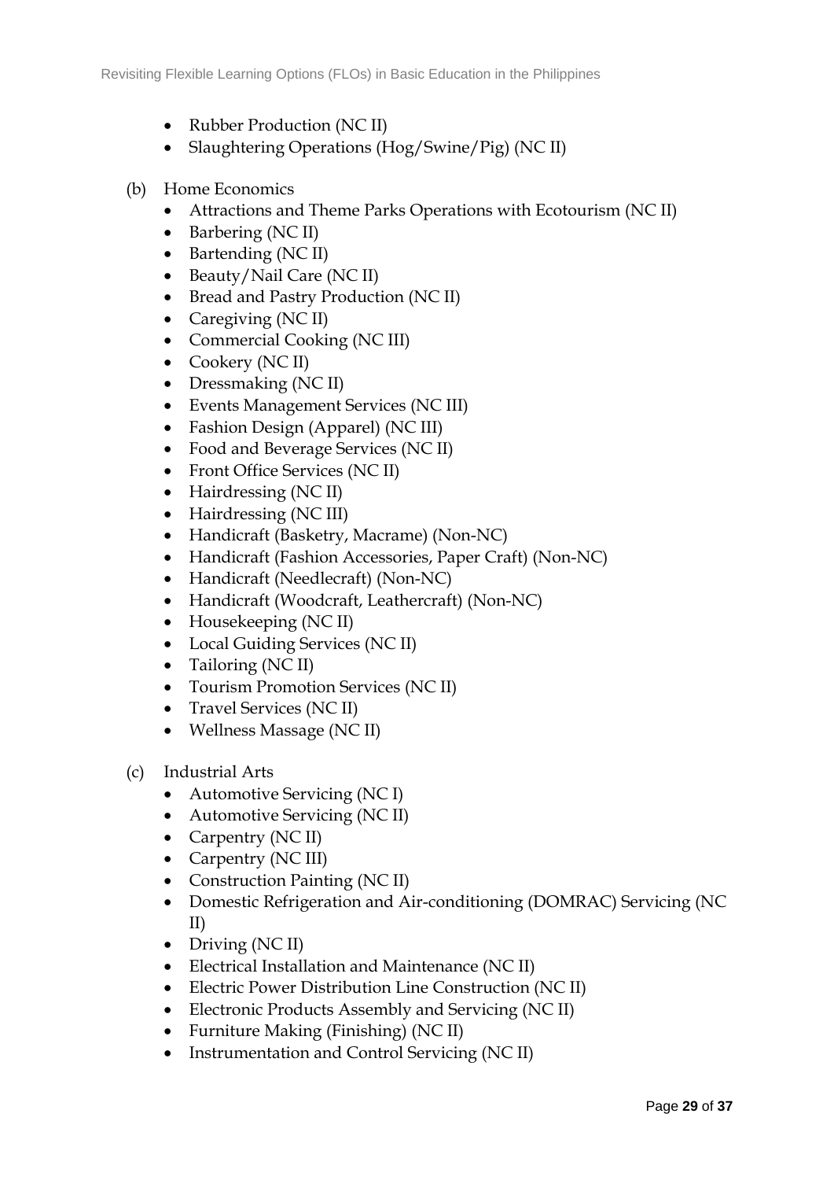- Rubber Production (NC II)
- Slaughtering Operations (Hog/Swine/Pig) (NC II)

(b) Home Economics

- Attractions and Theme Parks Operations with Ecotourism (NC II)
- Barbering (NC II)
- Bartending (NC II)
- Beauty/Nail Care (NC II)
- Bread and Pastry Production (NC II)
- Caregiving (NC II)
- Commercial Cooking (NC III)
- Cookery (NC II)
- Dressmaking (NC II)
- Events Management Services (NC III)
- Fashion Design (Apparel) (NC III)
- Food and Beverage Services (NC II)
- Front Office Services (NC II)
- Hairdressing (NC II)
- Hairdressing (NC III)
- Handicraft (Basketry, Macrame) (Non-NC)
- Handicraft (Fashion Accessories, Paper Craft) (Non-NC)
- Handicraft (Needlecraft) (Non-NC)
- Handicraft (Woodcraft, Leathercraft) (Non-NC)
- Housekeeping (NC II)
- Local Guiding Services (NC II)
- Tailoring (NC II)
- Tourism Promotion Services (NC II)
- Travel Services (NC II)
- Wellness Massage (NC II)

(c) Industrial Arts

- Automotive Servicing (NC I)
- Automotive Servicing (NC II)
- Carpentry (NC II)
- Carpentry (NC III)
- Construction Painting (NC II)
- Domestic Refrigeration and Air-conditioning (DOMRAC) Servicing (NC II)
- Driving (NC II)
- Electrical Installation and Maintenance (NC II)
- Electric Power Distribution Line Construction (NC II)
- Electronic Products Assembly and Servicing (NC II)
- Furniture Making (Finishing) (NC II)
- Instrumentation and Control Servicing (NC II)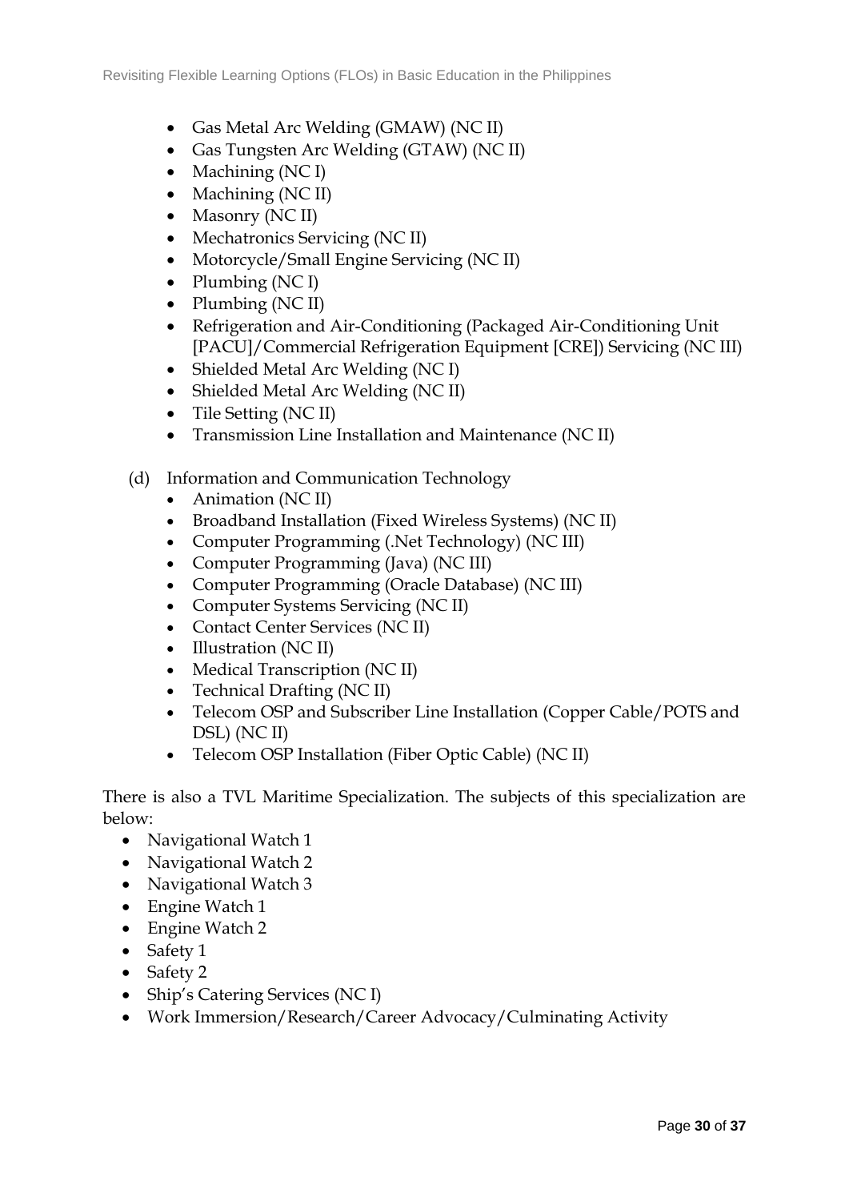- Gas Metal Arc Welding (GMAW) (NC II)
- Gas Tungsten Arc Welding (GTAW) (NC II)
- Machining (NC I)
- Machining (NC II)
- Masonry (NC II)
- Mechatronics Servicing (NC II)
- Motorcycle/Small Engine Servicing (NC II)
- Plumbing (NC I)
- Plumbing (NC II)
- Refrigeration and Air-Conditioning (Packaged Air-Conditioning Unit [PACU]/Commercial Refrigeration Equipment [CRE]) Servicing (NC III)
- Shielded Metal Arc Welding (NC I)
- Shielded Metal Arc Welding (NC II)
- Tile Setting (NC II)
- Transmission Line Installation and Maintenance (NC II)

(d) Information and Communication Technology

- Animation (NC II)
- Broadband Installation (Fixed Wireless Systems) (NC II)
- Computer Programming (.Net Technology) (NC III)
- Computer Programming (Java) (NC III)
- Computer Programming (Oracle Database) (NC III)
- Computer Systems Servicing (NC II)
- Contact Center Services (NC II)
- Illustration (NC II)
- Medical Transcription (NC II)
- Technical Drafting (NC II)
- Telecom OSP and Subscriber Line Installation (Copper Cable/POTS and DSL) (NC II)
- Telecom OSP Installation (Fiber Optic Cable) (NC II)

There is also a TVL Maritime Specialization. The subjects of this specialization are below:

- Navigational Watch 1
- Navigational Watch 2
- Navigational Watch 3
- Engine Watch 1
- Engine Watch 2
- Safety 1
- Safety 2
- Ship's Catering Services (NC I)
- Work Immersion/Research/Career Advocacy/Culminating Activity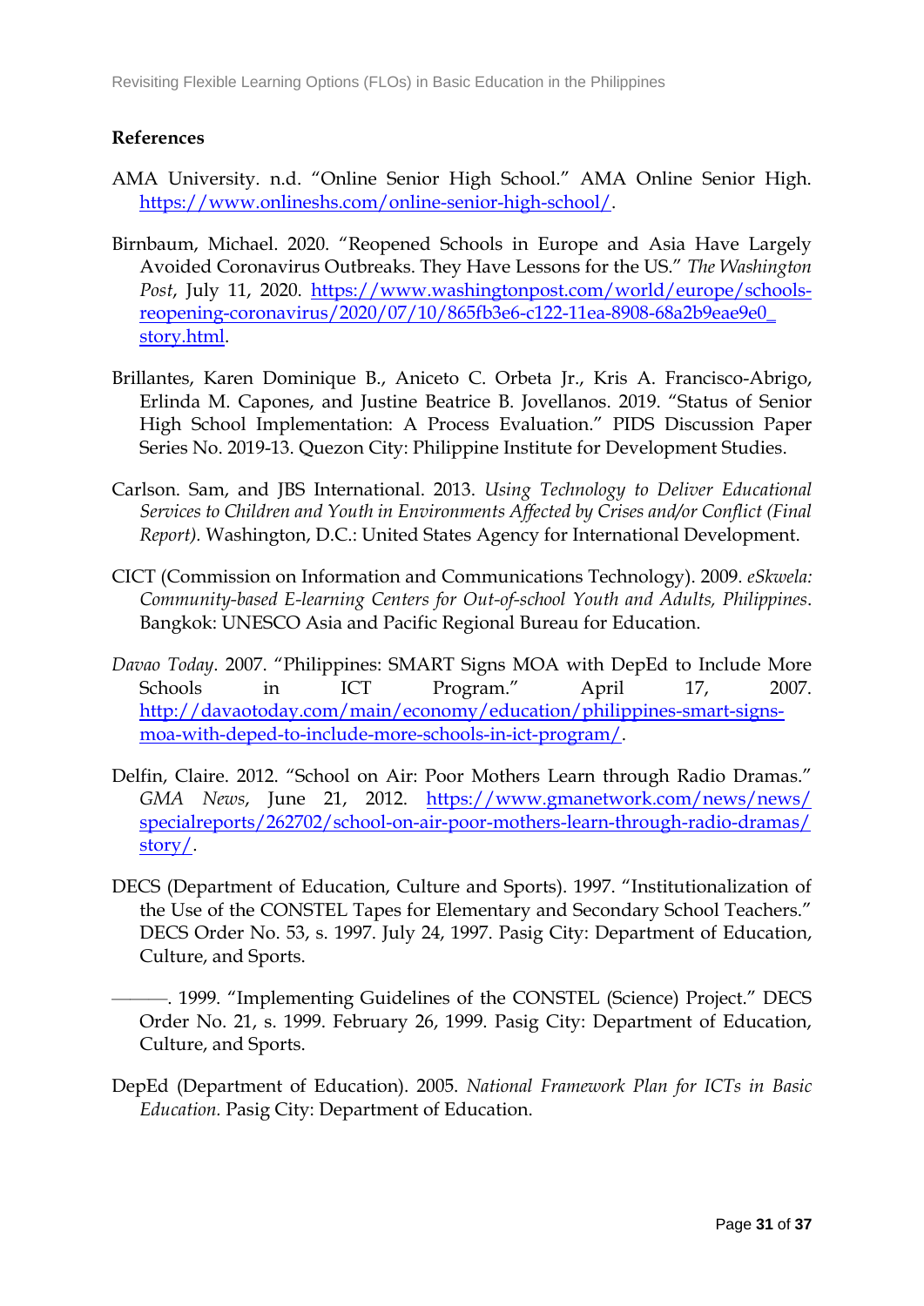**References**

AMA University. n.d. "Online Senior High School." AMA Online Senior High. https://www.onlineshs.com/online-senior-high-school/.

Birnbaum, Michael. 2020. "Reopened Schools in Europe and Asia Have Largely Avoided Coronavirus Outbreaks. They Have Lessons for the US." *The Washington Post*, July 11, 2020. https://www.washingtonpost.com/world/europe/schools-reopening-coronavirus/2020/07/10/865fb3e6-c122-11ea-8908-68a2b9eae9e0_story.html.

Brillantes, Karen Dominique B., Aniceto C. Orbeta Jr., Kris A. Francisco-Abrigo, Erlinda M. Capones, and Justine Beatrice B. Jovellanos. 2019. "Status of Senior High School Implementation: A Process Evaluation." PIDS Discussion Paper Series No. 2019-13. Quezon City: Philippine Institute for Development Studies.

Carlson. Sam, and JBS International. 2013. *Using Technology to Deliver Educational Services to Children and Youth in Environments Affected by Crises and/or Conflict (Final Report).* Washington, D.C.: United States Agency for International Development.

CICT (Commission on Information and Communications Technology). 2009. *eSkwela: Community-based E-learning Centers for Out-of-school Youth and Adults, Philippines*. Bangkok: UNESCO Asia and Pacific Regional Bureau for Education.

*Davao Today*. 2007. "Philippines: SMART Signs MOA with DepEd to Include More Schools in ICT Program." April 17, 2007. http://davaotoday.com/main/economy/education/philippines-smart-signs-moa-with-deped-to-include-more-schools-in-ict-program/.

Delfin, Claire. 2012. "School on Air: Poor Mothers Learn through Radio Dramas." *GMA News*, June 21, 2012. https://www.gmanetwork.com/news/news/specialreports/262702/school-on-air-poor-mothers-learn-through-radio-dramas/story/.

DECS (Department of Education, Culture and Sports). 1997. "Institutionalization of the Use of the CONSTEL Tapes for Elementary and Secondary School Teachers." DECS Order No. 53, s. 1997. July 24, 1997. Pasig City: Department of Education, Culture, and Sports.

———. 1999. "Implementing Guidelines of the CONSTEL (Science) Project." DECS Order No. 21, s. 1999. February 26, 1999. Pasig City: Department of Education, Culture, and Sports.

DepEd (Department of Education). 2005. *National Framework Plan for ICTs in Basic Education.* Pasig City: Department of Education.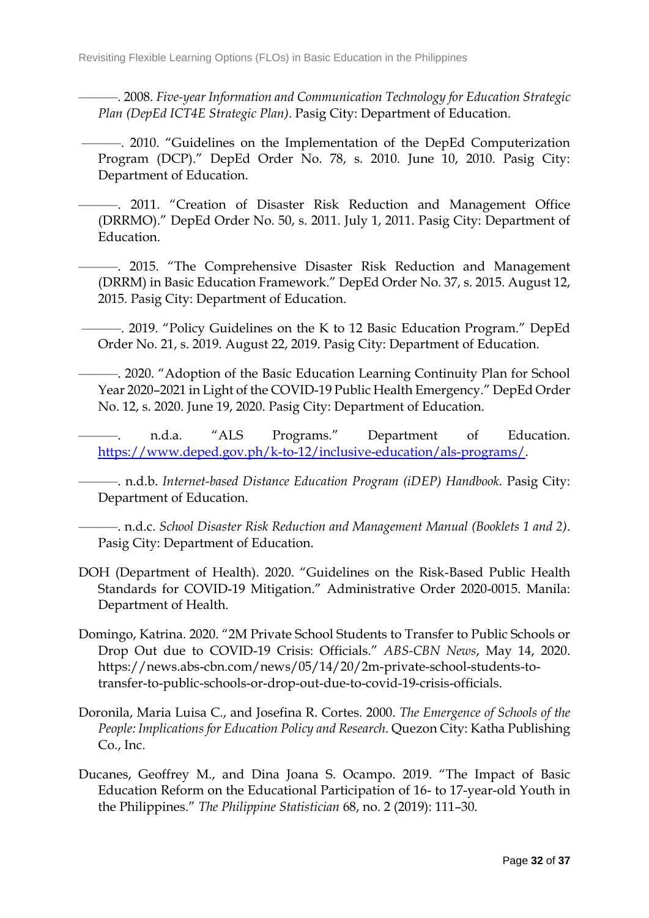———. 2008. *Five-year Information and Communication Technology for Education Strategic Plan (DepEd ICT4E Strategic Plan)*. Pasig City: Department of Education.

———. 2010. "Guidelines on the Implementation of the DepEd Computerization Program (DCP)." DepEd Order No. 78, s. 2010. June 10, 2010. Pasig City: Department of Education.

———. 2011. "Creation of Disaster Risk Reduction and Management Office (DRRMO)." DepEd Order No. 50, s. 2011. July 1, 2011. Pasig City: Department of Education.

———. 2015. "The Comprehensive Disaster Risk Reduction and Management (DRRM) in Basic Education Framework." DepEd Order No. 37, s. 2015. August 12, 2015. Pasig City: Department of Education.

———. 2019. "Policy Guidelines on the K to 12 Basic Education Program." DepEd Order No. 21, s. 2019. August 22, 2019. Pasig City: Department of Education.

———. 2020. "Adoption of the Basic Education Learning Continuity Plan for School Year 2020–2021 in Light of the COVID-19 Public Health Emergency." DepEd Order No. 12, s. 2020. June 19, 2020. Pasig City: Department of Education.

———. n.d.a. "ALS Programs." Department of Education. [https://www.deped.gov.ph/k-to-12/inclusive-education/als-programs/](https://www.deped.gov.ph/k-to-12/inclusive-education/als-programs/).

———. n.d.b. *Internet-based Distance Education Program (iDEP) Handbook.* Pasig City: Department of Education.

———. n.d.c. *School Disaster Risk Reduction and Management Manual (Booklets 1 and 2)*. Pasig City: Department of Education.

DOH (Department of Health). 2020. "Guidelines on the Risk-Based Public Health Standards for COVID-19 Mitigation." Administrative Order 2020-0015. Manila: Department of Health.

Domingo, Katrina. 2020. "2M Private School Students to Transfer to Public Schools or Drop Out due to COVID-19 Crisis: Officials." *ABS-CBN News*, May 14, 2020. https://news.abs-cbn.com/news/05/14/20/2m-private-school-students-to-transfer-to-public-schools-or-drop-out-due-to-covid-19-crisis-officials.

Doronila, Maria Luisa C., and Josefina R. Cortes. 2000. *The Emergence of Schools of the People: Implications for Education Policy and Research*. Quezon City: Katha Publishing Co., Inc.

Ducanes, Geoffrey M., and Dina Joana S. Ocampo. 2019. "The Impact of Basic Education Reform on the Educational Participation of 16- to 17-year-old Youth in the Philippines." *The Philippine Statistician* 68, no. 2 (2019): 111–30.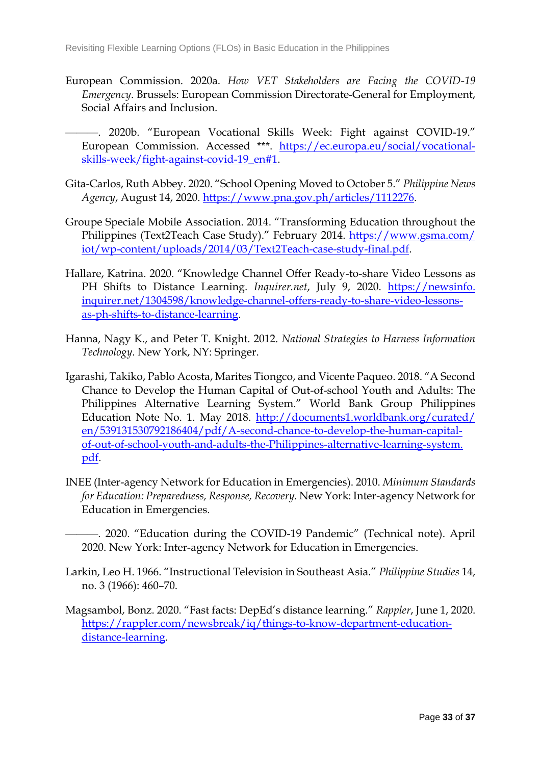European Commission. 2020a. *How VET Stakeholders are Facing the COVID-19 Emergency*. Brussels: European Commission Directorate-General for Employment, Social Affairs and Inclusion.

———. 2020b. "European Vocational Skills Week: Fight against COVID-19." European Commission. Accessed ***. https://ec.europa.eu/social/vocational-skills-week/fight-against-covid-19_en#1.

Gita-Carlos, Ruth Abbey. 2020. "School Opening Moved to October 5." *Philippine News Agency*, August 14, 2020. https://www.pna.gov.ph/articles/1112276.

Groupe Speciale Mobile Association. 2014. "Transforming Education throughout the Philippines (Text2Teach Case Study)." February 2014. https://www.gsma.com/iot/wp-content/uploads/2014/03/Text2Teach-case-study-final.pdf.

Hallare, Katrina. 2020. "Knowledge Channel Offer Ready-to-share Video Lessons as PH Shifts to Distance Learning. *Inquirer.net*, July 9, 2020. https://newsinfo.inquirer.net/1304598/knowledge-channel-offers-ready-to-share-video-lessons-as-ph-shifts-to-distance-learning.

Hanna, Nagy K., and Peter T. Knight. 2012. *National Strategies to Harness Information Technology*. New York, NY: Springer.

Igarashi, Takiko, Pablo Acosta, Marites Tiongco, and Vicente Paqueo. 2018. "A Second Chance to Develop the Human Capital of Out-of-school Youth and Adults: The Philippines Alternative Learning System." World Bank Group Philippines Education Note No. 1. May 2018. http://documents1.worldbank.org/curated/en/539131530792186404/pdf/A-second-chance-to-develop-the-human-capital-of-out-of-school-youth-and-adults-the-Philippines-alternative-learning-system.pdf.

INEE (Inter-agency Network for Education in Emergencies). 2010. *Minimum Standards for Education: Preparedness, Response, Recovery.* New York: Inter-agency Network for Education in Emergencies.

———. 2020. "Education during the COVID-19 Pandemic" (Technical note). April 2020. New York: Inter-agency Network for Education in Emergencies.

Larkin, Leo H. 1966. "Instructional Television in Southeast Asia." *Philippine Studies* 14, no. 3 (1966): 460–70.

Magsambol, Bonz. 2020. "Fast facts: DepEd's distance learning." *Rappler*, June 1, 2020. https://rappler.com/newsbreak/iq/things-to-know-department-education-distance-learning.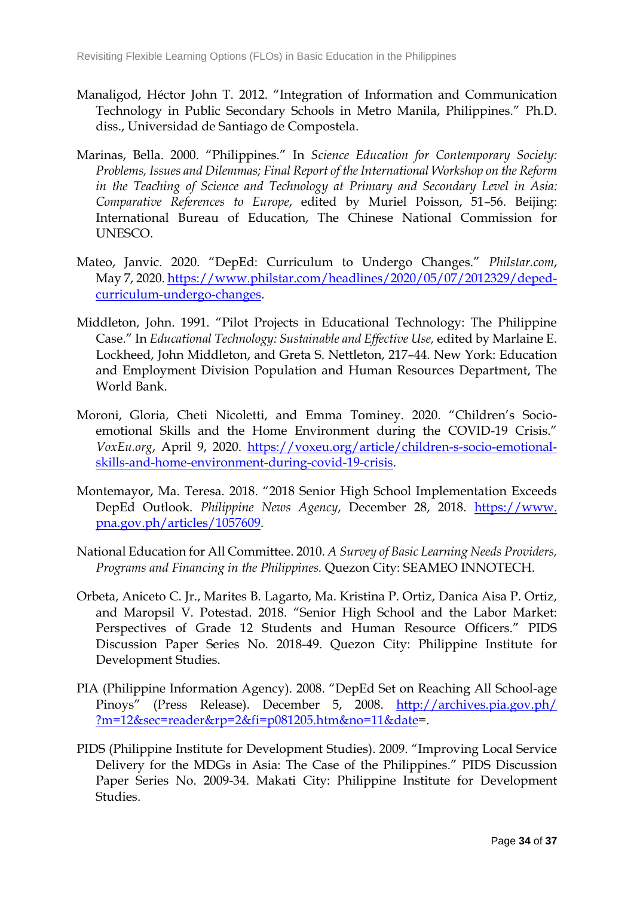Manaligod, Héctor John T. 2012. "Integration of Information and Communication Technology in Public Secondary Schools in Metro Manila, Philippines." Ph.D. diss., Universidad de Santiago de Compostela.

Marinas, Bella. 2000. "Philippines." In *Science Education for Contemporary Society: Problems, Issues and Dilemmas; Final Report of the International Workshop on the Reform in the Teaching of Science and Technology at Primary and Secondary Level in Asia: Comparative References to Europe*, edited by Muriel Poisson, 51–56. Beijing: International Bureau of Education, The Chinese National Commission for UNESCO.

Mateo, Janvic. 2020. "DepEd: Curriculum to Undergo Changes." *Philstar.com*, May 7, 2020. https://www.philstar.com/headlines/2020/05/07/2012329/deped-curriculum-undergo-changes.

Middleton, John. 1991. "Pilot Projects in Educational Technology: The Philippine Case." In *Educational Technology: Sustainable and Effective Use,* edited by Marlaine E. Lockheed, John Middleton, and Greta S. Nettleton, 217–44. New York: Education and Employment Division Population and Human Resources Department, The World Bank.

Moroni, Gloria, Cheti Nicoletti, and Emma Tominey. 2020. "Children's Socio-emotional Skills and the Home Environment during the COVID-19 Crisis." *VoxEu.org*, April 9, 2020. https://voxeu.org/article/children-s-socio-emotional-skills-and-home-environment-during-covid-19-crisis.

Montemayor, Ma. Teresa. 2018. "2018 Senior High School Implementation Exceeds DepEd Outlook. *Philippine News Agency*, December 28, 2018. https://www.pna.gov.ph/articles/1057609.

National Education for All Committee. 2010. *A Survey of Basic Learning Needs Providers, Programs and Financing in the Philippines.* Quezon City: SEAMEO INNOTECH.

Orbeta, Aniceto C. Jr., Marites B. Lagarto, Ma. Kristina P. Ortiz, Danica Aisa P. Ortiz, and Maropsil V. Potestad. 2018. "Senior High School and the Labor Market: Perspectives of Grade 12 Students and Human Resource Officers." PIDS Discussion Paper Series No. 2018-49. Quezon City: Philippine Institute for Development Studies.

PIA (Philippine Information Agency). 2008. "DepEd Set on Reaching All School-age Pinoys" (Press Release). December 5, 2008. http://archives.pia.gov.ph/?m=12&sec=reader&rp=2&fi=p081205.htm&no=11&date=.

PIDS (Philippine Institute for Development Studies). 2009. "Improving Local Service Delivery for the MDGs in Asia: The Case of the Philippines." PIDS Discussion Paper Series No. 2009-34. Makati City: Philippine Institute for Development Studies.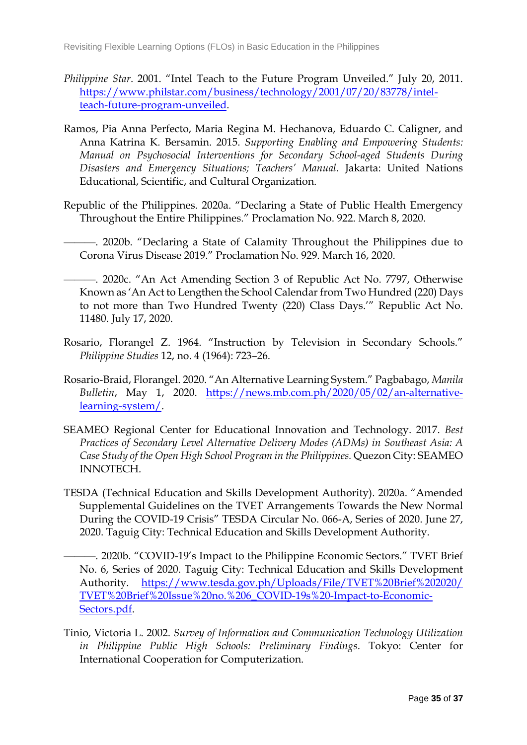*Philippine Star*. 2001. "Intel Teach to the Future Program Unveiled." July 20, 2011. https://www.philstar.com/business/technology/2001/07/20/83778/intel-teach-future-program-unveiled.

Ramos, Pia Anna Perfecto, Maria Regina M. Hechanova, Eduardo C. Caligner, and Anna Katrina K. Bersamin. 2015. *Supporting Enabling and Empowering Students: Manual on Psychosocial Interventions for Secondary School-aged Students During Disasters and Emergency Situations; Teachers' Manual.* Jakarta: United Nations Educational, Scientific, and Cultural Organization.

Republic of the Philippines. 2020a. "Declaring a State of Public Health Emergency Throughout the Entire Philippines." Proclamation No. 922. March 8, 2020.

———. 2020b. "Declaring a State of Calamity Throughout the Philippines due to Corona Virus Disease 2019." Proclamation No. 929. March 16, 2020.

———. 2020c. "An Act Amending Section 3 of Republic Act No. 7797, Otherwise Known as 'An Act to Lengthen the School Calendar from Two Hundred (220) Days to not more than Two Hundred Twenty (220) Class Days.'" Republic Act No. 11480. July 17, 2020.

Rosario, Florangel Z. 1964. "Instruction by Television in Secondary Schools." *Philippine Studies* 12, no. 4 (1964): 723–26.

Rosario-Braid, Florangel. 2020. "An Alternative Learning System." Pagbabago, *Manila Bulletin*, May 1, 2020. https://news.mb.com.ph/2020/05/02/an-alternative-learning-system/.

SEAMEO Regional Center for Educational Innovation and Technology. 2017. *Best Practices of Secondary Level Alternative Delivery Modes (ADMs) in Southeast Asia: A Case Study of the Open High School Program in the Philippines.* Quezon City: SEAMEO INNOTECH.

TESDA (Technical Education and Skills Development Authority). 2020a. "Amended Supplemental Guidelines on the TVET Arrangements Towards the New Normal During the COVID-19 Crisis" TESDA Circular No. 066-A, Series of 2020. June 27, 2020. Taguig City: Technical Education and Skills Development Authority.

———. 2020b. "COVID-19's Impact to the Philippine Economic Sectors." TVET Brief No. 6, Series of 2020. Taguig City: Technical Education and Skills Development Authority. https://www.tesda.gov.ph/Uploads/File/TVET%20Brief%202020/TVET%20Brief%20Issue%20no.%206_COVID-19s%20-Impact-to-Economic-Sectors.pdf.

Tinio, Victoria L. 2002. *Survey of Information and Communication Technology Utilization in Philippine Public High Schools: Preliminary Findings*. Tokyo: Center for International Cooperation for Computerization.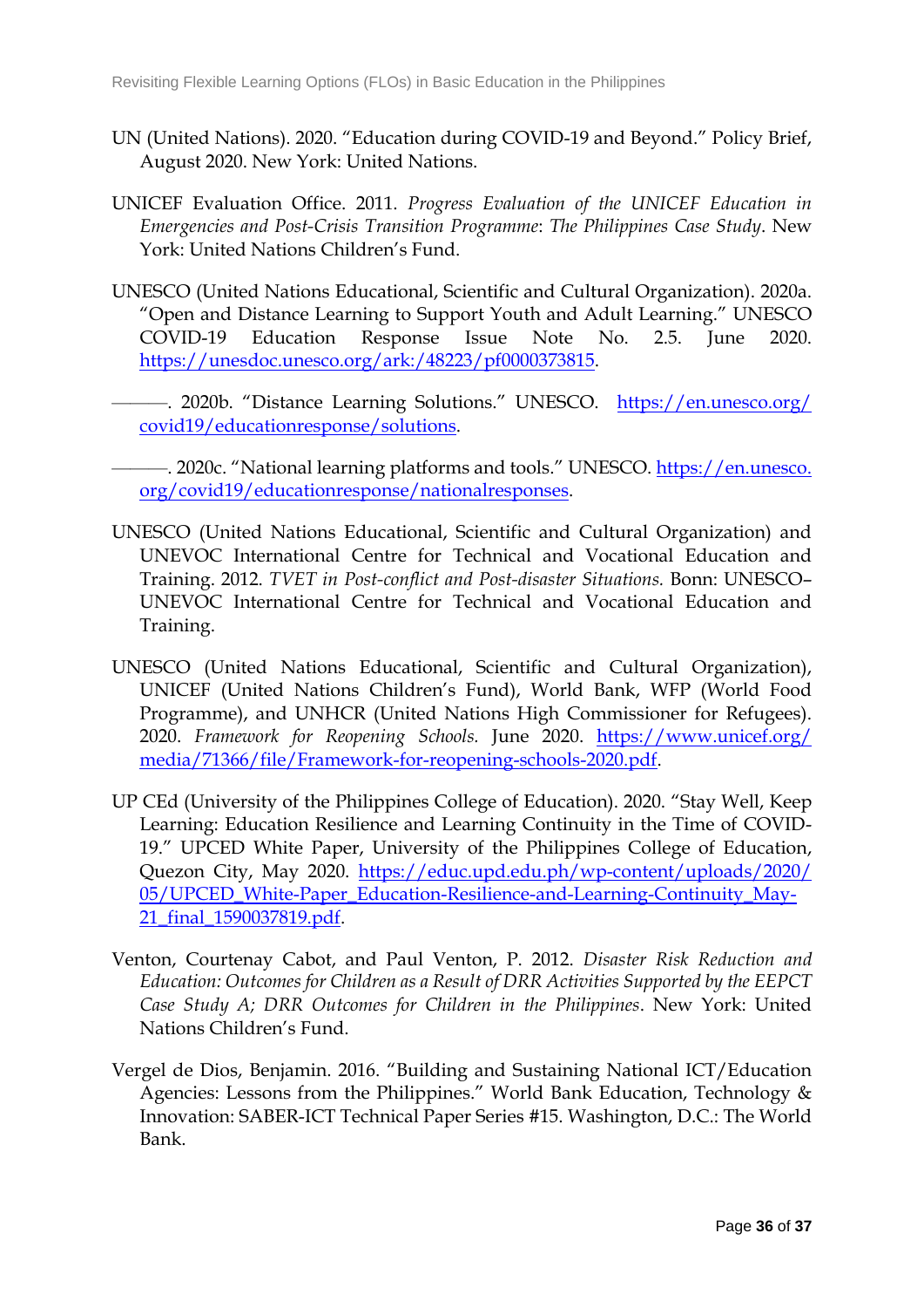UN (United Nations). 2020. "Education during COVID-19 and Beyond." Policy Brief, August 2020. New York: United Nations.

UNICEF Evaluation Office. 2011. *Progress Evaluation of the UNICEF Education in Emergencies and Post-Crisis Transition Programme*: *The Philippines Case Study*. New York: United Nations Children's Fund.

UNESCO (United Nations Educational, Scientific and Cultural Organization). 2020a. "Open and Distance Learning to Support Youth and Adult Learning." UNESCO COVID-19 Education Response Issue Note No. 2.5. June 2020. https://unesdoc.unesco.org/ark:/48223/pf0000373815.

———. 2020b. "Distance Learning Solutions." UNESCO. https://en.unesco.org/covid19/educationresponse/solutions.

———. 2020c. "National learning platforms and tools." UNESCO. https://en.unesco.org/covid19/educationresponse/nationalresponses.

UNESCO (United Nations Educational, Scientific and Cultural Organization) and UNEVOC International Centre for Technical and Vocational Education and Training. 2012. *TVET in Post-conflict and Post-disaster Situations.* Bonn: UNESCO–UNEVOC International Centre for Technical and Vocational Education and Training.

UNESCO (United Nations Educational, Scientific and Cultural Organization), UNICEF (United Nations Children's Fund), World Bank, WFP (World Food Programme), and UNHCR (United Nations High Commissioner for Refugees). 2020. *Framework for Reopening Schools.* June 2020. https://www.unicef.org/media/71366/file/Framework-for-reopening-schools-2020.pdf.

UP CEd (University of the Philippines College of Education). 2020. "Stay Well, Keep Learning: Education Resilience and Learning Continuity in the Time of COVID-19." UPCED White Paper, University of the Philippines College of Education, Quezon City, May 2020. https://educ.upd.edu.ph/wp-content/uploads/2020/05/UPCED_White-Paper_Education-Resilience-and-Learning-Continuity_May-21_final_1590037819.pdf.

Venton, Courtenay Cabot, and Paul Venton, P. 2012. *Disaster Risk Reduction and Education: Outcomes for Children as a Result of DRR Activities Supported by the EEPCT Case Study A; DRR Outcomes for Children in the Philippines*. New York: United Nations Children's Fund.

Vergel de Dios, Benjamin. 2016. "Building and Sustaining National ICT/Education Agencies: Lessons from the Philippines." World Bank Education, Technology & Innovation: SABER-ICT Technical Paper Series #15. Washington, D.C.: The World Bank.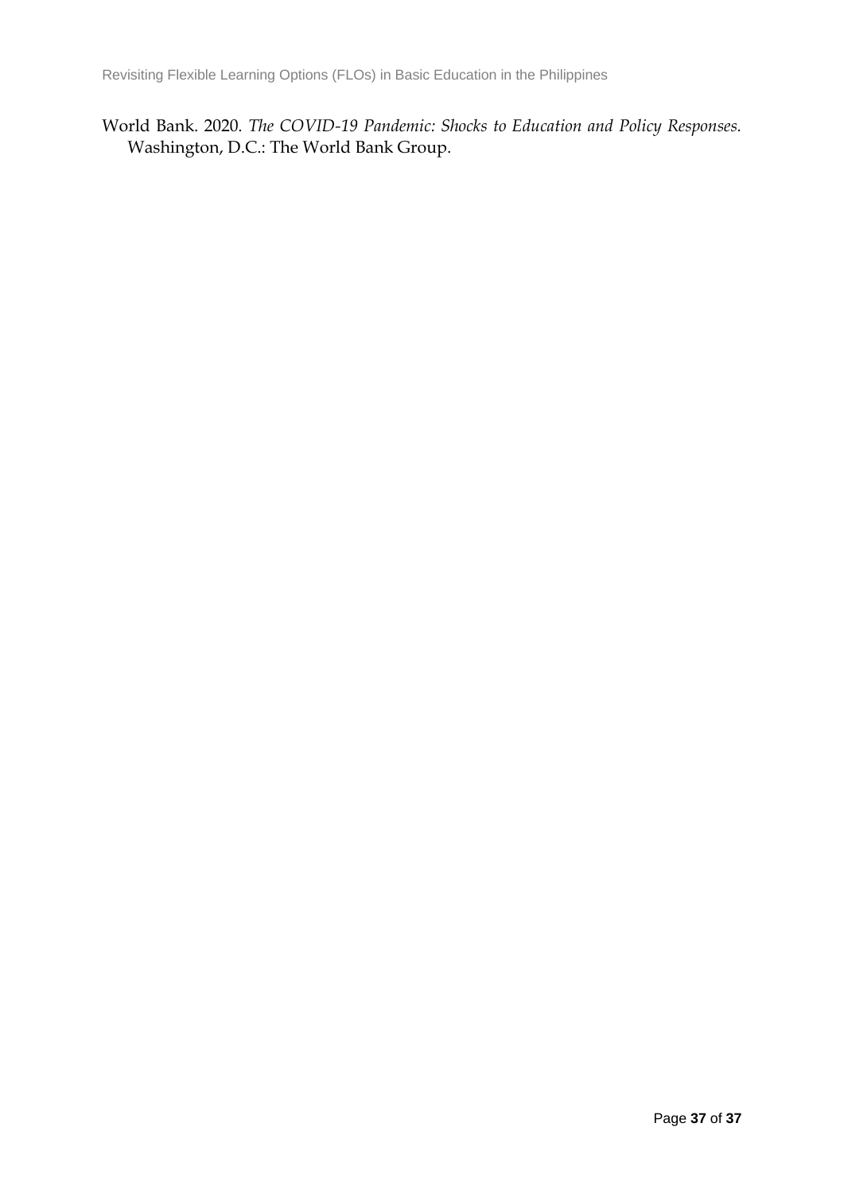World Bank. 2020. *The COVID-19 Pandemic: Shocks to Education and Policy Responses.* Washington, D.C.: The World Bank Group.